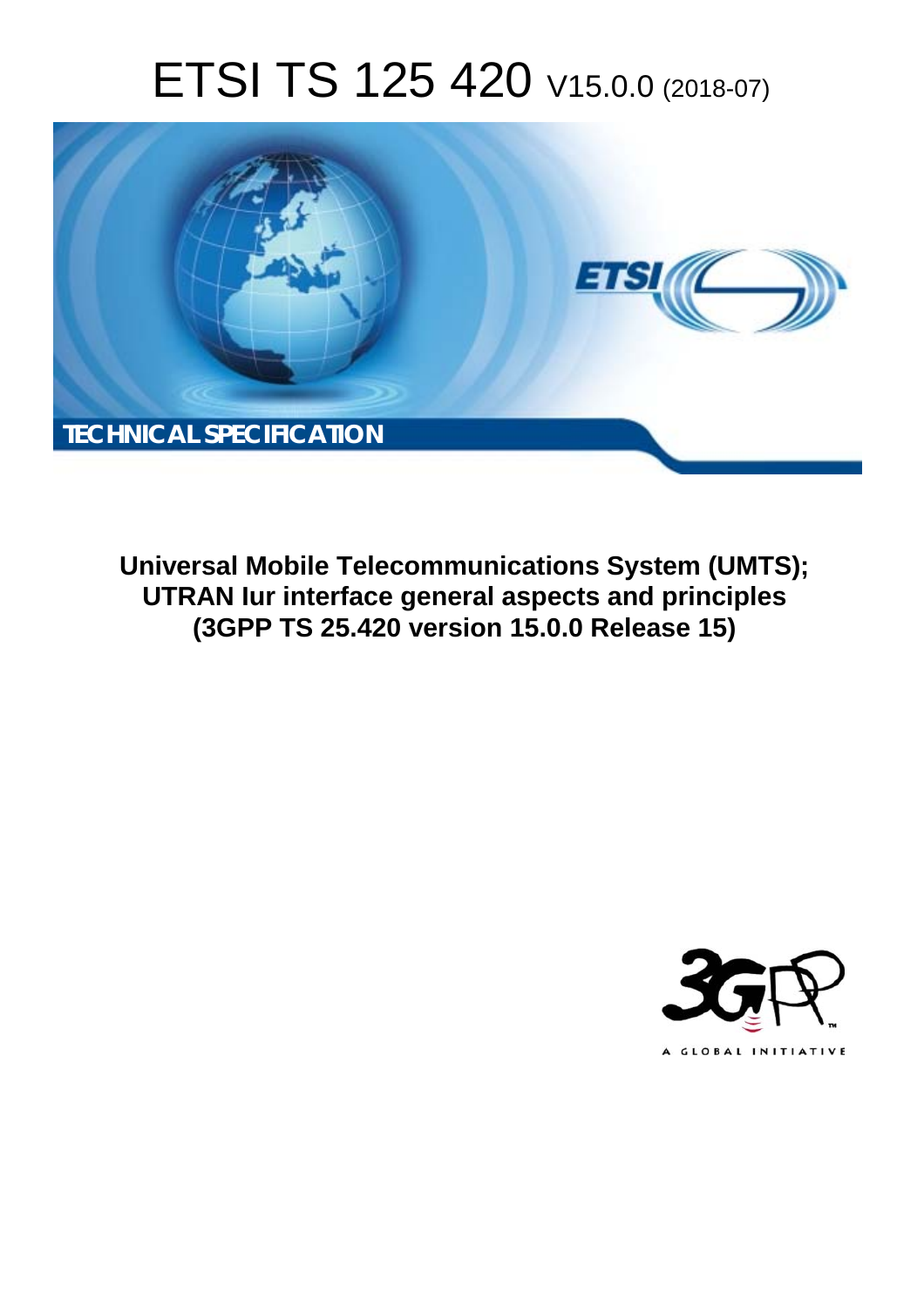# ETSI TS 125 420 V15.0.0 (2018-07)

**TECHNICAL SPECIFICATION**

**Universal Mobile Telecommunications System (UMTS); UTRAN Iur interface general aspects and principles (3GPP TS 25.420 version 15.0.0 Release 15)**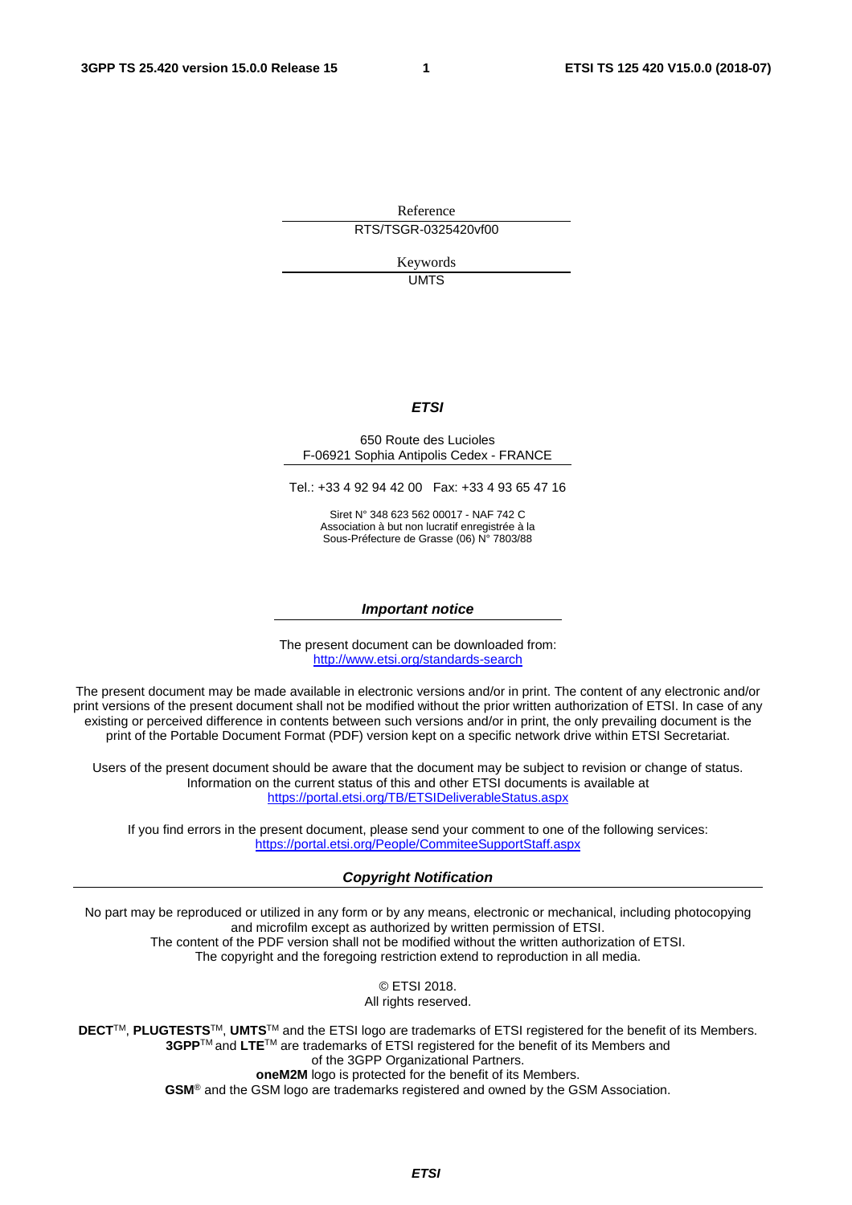Reference

RTS/TSGR-0325420vf00

Keywords

UMTS

***ETSI***

650 Route des Lucioles
F-06921 Sophia Antipolis Cedex - FRANCE

Tel.: +33 4 92 94 42 00   Fax: +33 4 93 65 47 16

Siret N° 348 623 562 00017 - NAF 742 C
Association à but non lucratif enregistrée à la
Sous-Préfecture de Grasse (06) N° 7803/88

***Important notice***

The present document can be downloaded from:
http://www.etsi.org/standards-search

The present document may be made available in electronic versions and/or in print. The content of any electronic and/or print versions of the present document shall not be modified without the prior written authorization of ETSI. In case of any existing or perceived difference in contents between such versions and/or in print, the only prevailing document is the print of the Portable Document Format (PDF) version kept on a specific network drive within ETSI Secretariat.

Users of the present document should be aware that the document may be subject to revision or change of status. Information on the current status of this and other ETSI documents is available at
https://portal.etsi.org/TB/ETSIDeliverableStatus.aspx

If you find errors in the present document, please send your comment to one of the following services:
https://portal.etsi.org/People/CommiteeSupportStaff.aspx

***Copyright Notification***

No part may be reproduced or utilized in any form or by any means, electronic or mechanical, including photocopying and microfilm except as authorized by written permission of ETSI.
The content of the PDF version shall not be modified without the written authorization of ETSI.
The copyright and the foregoing restriction extend to reproduction in all media.

© ETSI 2018.
All rights reserved.

**DECT**™, **PLUGTESTS**™, **UMTS**™ and the ETSI logo are trademarks of ETSI registered for the benefit of its Members.
**3GPP**™ and **LTE**™ are trademarks of ETSI registered for the benefit of its Members and of the 3GPP Organizational Partners.
**oneM2M** logo is protected for the benefit of its Members.
**GSM**® and the GSM logo are trademarks registered and owned by the GSM Association.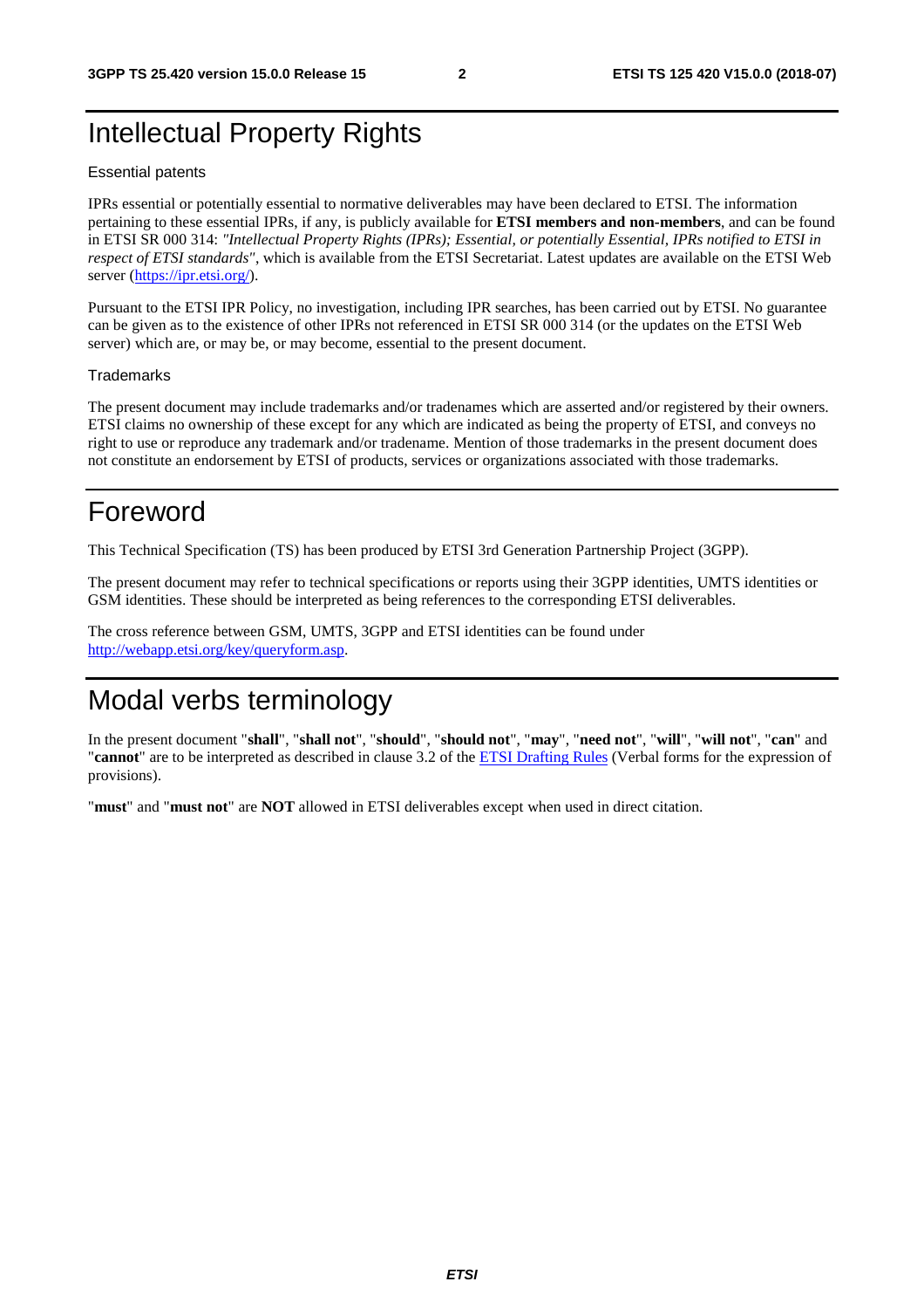# Intellectual Property Rights

Essential patents

IPRs essential or potentially essential to normative deliverables may have been declared to ETSI. The information pertaining to these essential IPRs, if any, is publicly available for **ETSI members and non-members**, and can be found in ETSI SR 000 314: *"Intellectual Property Rights (IPRs); Essential, or potentially Essential, IPRs notified to ETSI in respect of ETSI standards"*, which is available from the ETSI Secretariat. Latest updates are available on the ETSI Web server (https://ipr.etsi.org/).

Pursuant to the ETSI IPR Policy, no investigation, including IPR searches, has been carried out by ETSI. No guarantee can be given as to the existence of other IPRs not referenced in ETSI SR 000 314 (or the updates on the ETSI Web server) which are, or may be, or may become, essential to the present document.

Trademarks

The present document may include trademarks and/or tradenames which are asserted and/or registered by their owners. ETSI claims no ownership of these except for any which are indicated as being the property of ETSI, and conveys no right to use or reproduce any trademark and/or tradename. Mention of those trademarks in the present document does not constitute an endorsement by ETSI of products, services or organizations associated with those trademarks.

# Foreword

This Technical Specification (TS) has been produced by ETSI 3rd Generation Partnership Project (3GPP).

The present document may refer to technical specifications or reports using their 3GPP identities, UMTS identities or GSM identities. These should be interpreted as being references to the corresponding ETSI deliverables.

The cross reference between GSM, UMTS, 3GPP and ETSI identities can be found under http://webapp.etsi.org/key/queryform.asp.

# Modal verbs terminology

In the present document "**shall**", "**shall not**", "**should**", "**should not**", "**may**", "**need not**", "**will**", "**will not**", "**can**" and "**cannot**" are to be interpreted as described in clause 3.2 of the ETSI Drafting Rules (Verbal forms for the expression of provisions).

"**must**" and "**must not**" are **NOT** allowed in ETSI deliverables except when used in direct citation.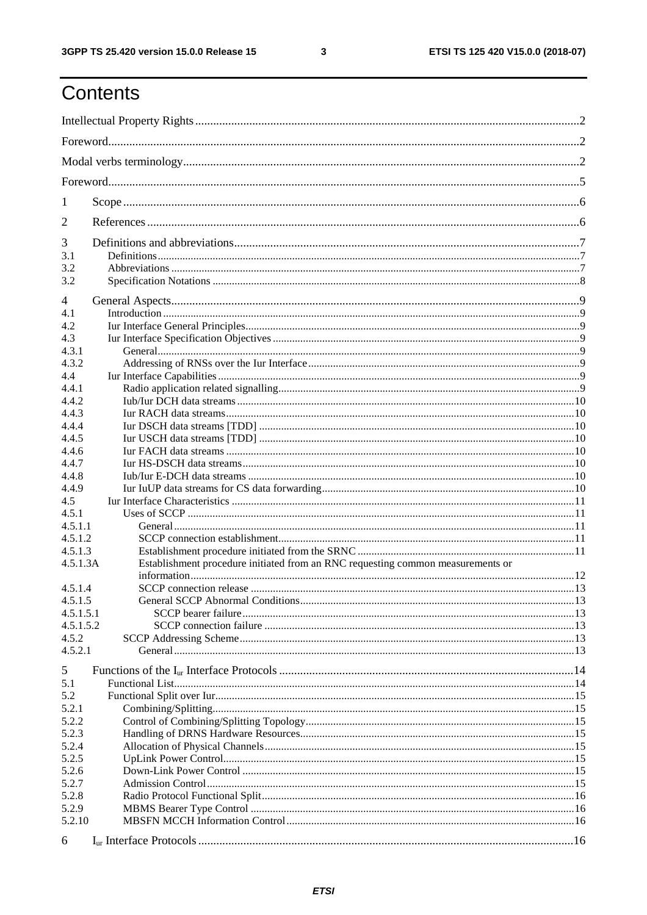# Contents

Intellectual Property Rights ........................................................................................................................2

Foreword.....................................................................................................................................................2

Modal verbs terminology............................................................................................................................2

Foreword.....................................................................................................................................................5

1 Scope .......................................................................................................................................................6

2 References ...............................................................................................................................................6

3 Definitions and abbreviations..................................................................................................................7

3.1 Definitions.............................................................................................................................................7

3.2 Abbreviations ........................................................................................................................................7

3.2 Specification Notations .........................................................................................................................8

4 General Aspects.......................................................................................................................................9

4.1 Introduction ...........................................................................................................................................9

4.2 Iur Interface General Principles.............................................................................................................9

4.3 Iur Interface Specification Objectives ...................................................................................................9

4.3.1 General...............................................................................................................................................9

4.3.2 Addressing of RNSs over the Iur Interface .......................................................................................9

4.4 Iur Interface Capabilities ......................................................................................................................9

4.4.1 Radio application related signalling..................................................................................................9

4.4.2 Iub/Iur DCH data streams ...............................................................................................................10

4.4.3 Iur RACH data streams...................................................................................................................10

4.4.4 Iur DSCH data streams [TDD] .......................................................................................................10

4.4.5 Iur USCH data streams [TDD] .......................................................................................................10

4.4.6 Iur FACH data streams ...................................................................................................................10

4.4.7 Iur HS-DSCH data streams.............................................................................................................10

4.4.8 Iub/Iur E-DCH data streams ...........................................................................................................10

4.4.9 Iur IuUP data streams for CS data forwarding................................................................................10

4.5 Iur Interface Characteristics ...............................................................................................................11

4.5.1 Uses of SCCP .................................................................................................................................11

4.5.1.1 General.........................................................................................................................................11

4.5.1.2 SCCP connection establishment...................................................................................................11

4.5.1.3 Establishment procedure initiated from the SRNC .......................................................................11

4.5.1.3A Establishment procedure initiated from an RNC requesting common measurements or information..........................................................................................................................................12

4.5.1.4 SCCP connection release .............................................................................................................13

4.5.1.5 General SCCP Abnormal Conditions............................................................................................13

4.5.1.5.1 SCCP bearer failure..................................................................................................................13

4.5.1.5.2 SCCP connection failure ..........................................................................................................13

4.5.2 SCCP Addressing Scheme...............................................................................................................13

4.5.2.1 General.........................................................................................................................................13

5 Functions of the $I_{ur}$ Interface Protocols ..............................................................................................14

5.1 Functional List.....................................................................................................................................14

5.2 Functional Split over Iur......................................................................................................................15

5.2.1 Combining/Splitting.........................................................................................................................15

5.2.2 Control of Combining/Splitting Topology........................................................................................15

5.2.3 Handling of DRNS Hardware Resources.........................................................................................15

5.2.4 Allocation of Physical Channels......................................................................................................15

5.2.5 UpLink Power Control.....................................................................................................................15

5.2.6 Down-Link Power Control ..............................................................................................................15

5.2.7 Admission Control...........................................................................................................................15

5.2.8 Radio Protocol Functional Split.......................................................................................................16

5.2.9 MBMS Bearer Type Control ...........................................................................................................16

5.2.10 MBSFN MCCH Information Control..............................................................................................16

6 $I_{ur}$ Interface Protocols ..........................................................................................................................16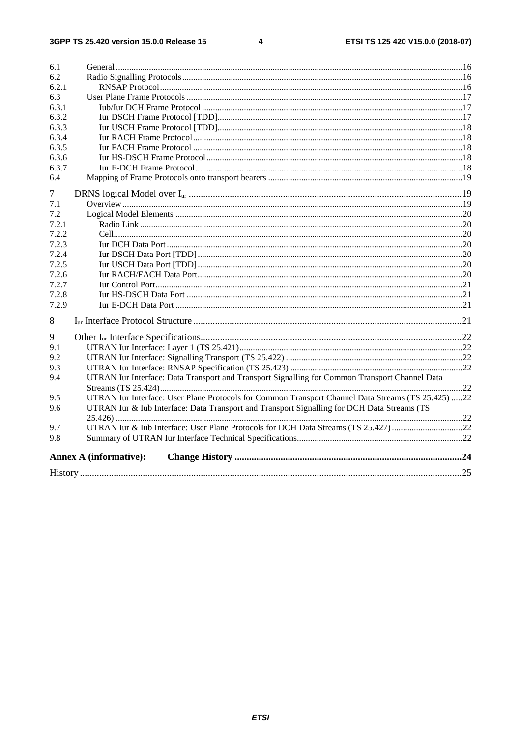6.1 General ....16
6.2 Radio Signalling Protocols ....16
6.2.1 RNSAP Protocol ....16
6.3 User Plane Frame Protocols ....17
6.3.1 Iub/Iur DCH Frame Protocol ....17
6.3.2 Iur DSCH Frame Protocol [TDD] ....17
6.3.3 Iur USCH Frame Protocol [TDD] ....18
6.3.4 Iur RACH Frame Protocol ....18
6.3.5 Iur FACH Frame Protocol ....18
6.3.6 Iur HS-DSCH Frame Protocol ....18
6.3.7 Iur E-DCH Frame Protocol ....18
6.4 Mapping of Frame Protocols onto transport bearers ....19

7 DRNS logical Model over $I_{ur}$ ....19
7.1 Overview ....19
7.2 Logical Model Elements ....20
7.2.1 Radio Link ....20
7.2.2 Cell ....20
7.2.3 Iur DCH Data Port ....20
7.2.4 Iur DSCH Data Port [TDD] ....20
7.2.5 Iur USCH Data Port [TDD] ....20
7.2.6 Iur RACH/FACH Data Port ....20
7.2.7 Iur Control Port ....21
7.2.8 Iur HS-DSCH Data Port ....21
7.2.9 Iur E-DCH Data Port ....21

8 $I_{ur}$ Interface Protocol Structure ....21

9 Other $I_{ur}$ Interface Specifications ....22
9.1 UTRAN Iur Interface: Layer 1 (TS 25.421) ....22
9.2 UTRAN Iur Interface: Signalling Transport (TS 25.422) ....22
9.3 UTRAN Iur Interface: RNSAP Specification (TS 25.423) ....22
9.4 UTRAN Iur Interface: Data Transport and Transport Signalling for Common Transport Channel Data Streams (TS 25.424) ....22
9.5 UTRAN Iur Interface: User Plane Protocols for Common Transport Channel Data Streams (TS 25.425) ....22
9.6 UTRAN Iur & Iub Interface: Data Transport and Transport Signalling for DCH Data Streams (TS 25.426) ....22
9.7 UTRAN Iur & Iub Interface: User Plane Protocols for DCH Data Streams (TS 25.427) ....22
9.8 Summary of UTRAN Iur Interface Technical Specifications ....22

**Annex A (informative): Change History** ....24

History ....25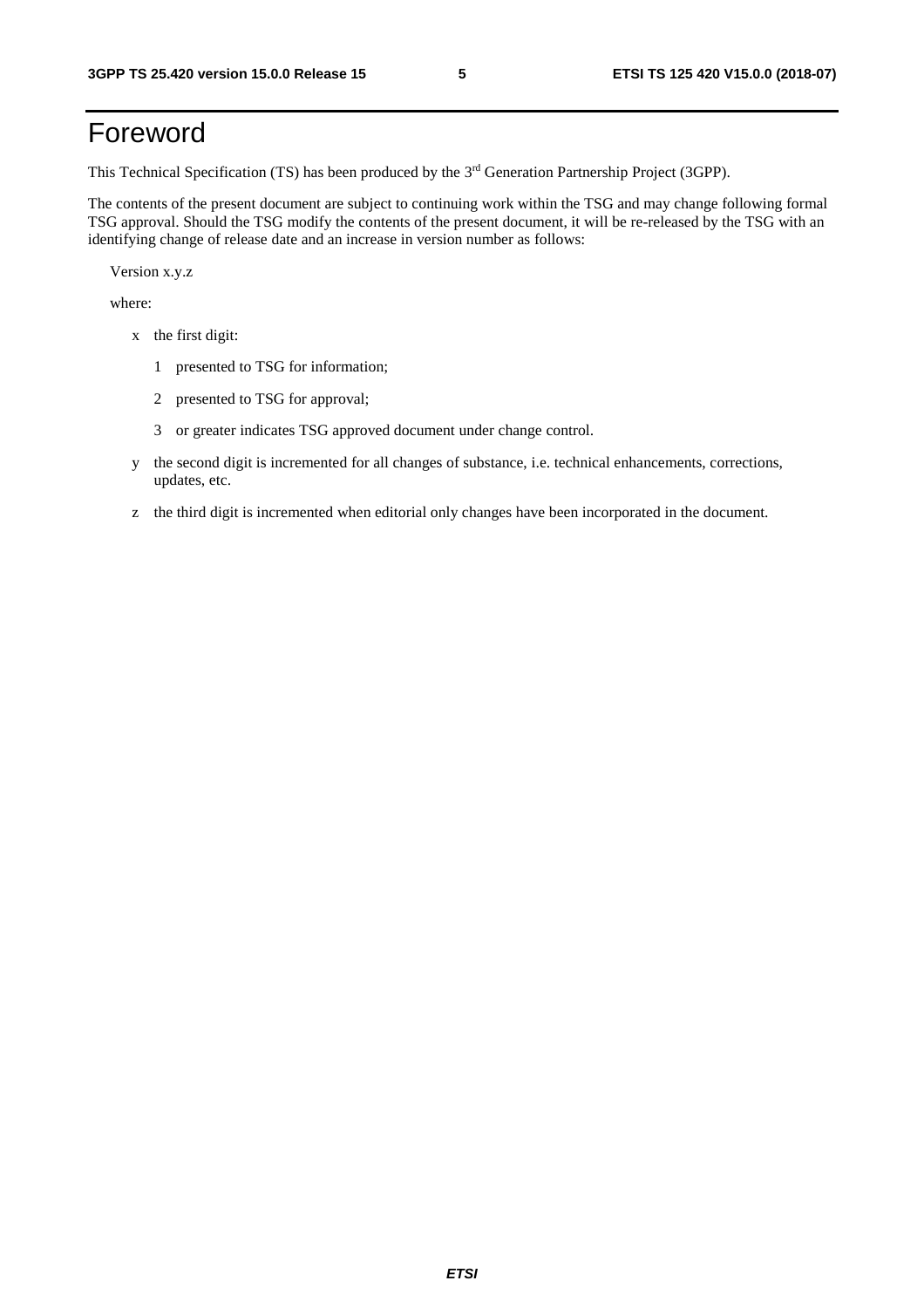# Foreword

This Technical Specification (TS) has been produced by the 3rd Generation Partnership Project (3GPP).

The contents of the present document are subject to continuing work within the TSG and may change following formal TSG approval. Should the TSG modify the contents of the present document, it will be re-released by the TSG with an identifying change of release date and an increase in version number as follows:

Version x.y.z

where:

- x the first digit:
  - 1 presented to TSG for information;
  - 2 presented to TSG for approval;
  - 3 or greater indicates TSG approved document under change control.
- y the second digit is incremented for all changes of substance, i.e. technical enhancements, corrections, updates, etc.
- z the third digit is incremented when editorial only changes have been incorporated in the document.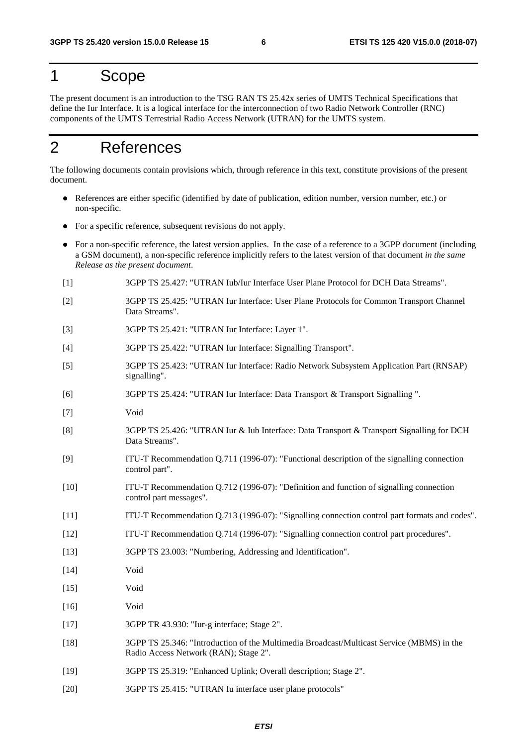# 1 Scope

The present document is an introduction to the TSG RAN TS 25.42x series of UMTS Technical Specifications that define the Iur Interface. It is a logical interface for the interconnection of two Radio Network Controller (RNC) components of the UMTS Terrestrial Radio Access Network (UTRAN) for the UMTS system.

# 2 References

The following documents contain provisions which, through reference in this text, constitute provisions of the present document.

- References are either specific (identified by date of publication, edition number, version number, etc.) or non-specific.
- For a specific reference, subsequent revisions do not apply.
- For a non-specific reference, the latest version applies. In the case of a reference to a 3GPP document (including a GSM document), a non-specific reference implicitly refers to the latest version of that document *in the same Release as the present document*.

[1] 3GPP TS 25.427: "UTRAN Iub/Iur Interface User Plane Protocol for DCH Data Streams".

[2] 3GPP TS 25.425: "UTRAN Iur Interface: User Plane Protocols for Common Transport Channel Data Streams".

[3] 3GPP TS 25.421: "UTRAN Iur Interface: Layer 1".

[4] 3GPP TS 25.422: "UTRAN Iur Interface: Signalling Transport".

[5] 3GPP TS 25.423: "UTRAN Iur Interface: Radio Network Subsystem Application Part (RNSAP) signalling".

[6] 3GPP TS 25.424: "UTRAN Iur Interface: Data Transport & Transport Signalling ".

[7] Void

[8] 3GPP TS 25.426: "UTRAN Iur & Iub Interface: Data Transport & Transport Signalling for DCH Data Streams".

[9] ITU-T Recommendation Q.711 (1996-07): "Functional description of the signalling connection control part".

[10] ITU-T Recommendation Q.712 (1996-07): "Definition and function of signalling connection control part messages".

[11] ITU-T Recommendation Q.713 (1996-07): "Signalling connection control part formats and codes".

[12] ITU-T Recommendation Q.714 (1996-07): "Signalling connection control part procedures".

[13] 3GPP TS 23.003: "Numbering, Addressing and Identification".

[14] Void

[15] Void

[16] Void

[17] 3GPP TR 43.930: "Iur-g interface; Stage 2".

[18] 3GPP TS 25.346: "Introduction of the Multimedia Broadcast/Multicast Service (MBMS) in the Radio Access Network (RAN); Stage 2".

[19] 3GPP TS 25.319: "Enhanced Uplink; Overall description; Stage 2".

[20] 3GPP TS 25.415: "UTRAN Iu interface user plane protocols"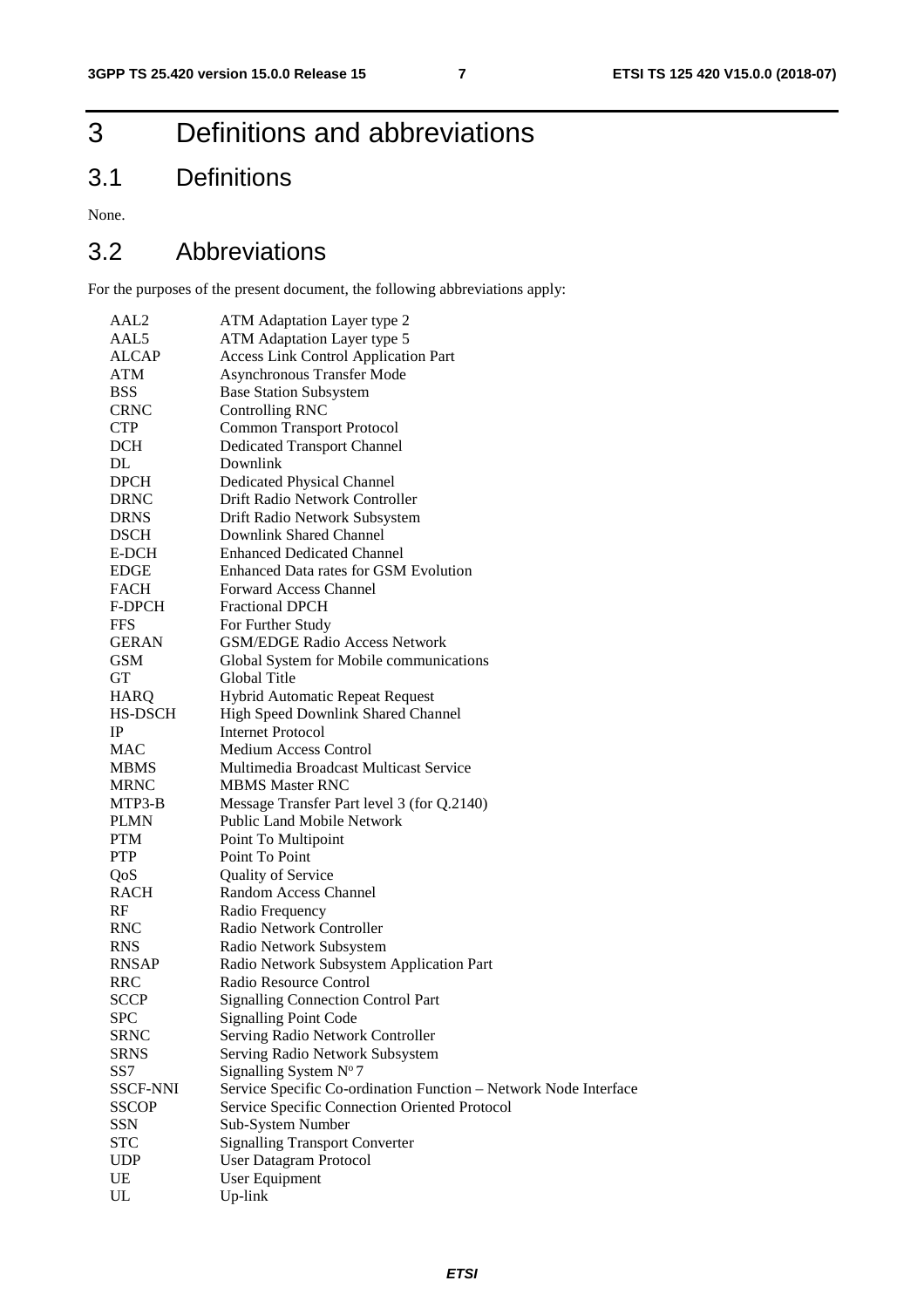# 3 Definitions and abbreviations

## 3.1 Definitions

None.

## 3.2 Abbreviations

For the purposes of the present document, the following abbreviations apply:

| | |
|---|---|
| AAL2 | ATM Adaptation Layer type 2 |
| AAL5 | ATM Adaptation Layer type 5 |
| ALCAP | Access Link Control Application Part |
| ATM | Asynchronous Transfer Mode |
| BSS | Base Station Subsystem |
| CRNC | Controlling RNC |
| CTP | Common Transport Protocol |
| DCH | Dedicated Transport Channel |
| DL | Downlink |
| DPCH | Dedicated Physical Channel |
| DRNC | Drift Radio Network Controller |
| DRNS | Drift Radio Network Subsystem |
| DSCH | Downlink Shared Channel |
| E-DCH | Enhanced Dedicated Channel |
| EDGE | Enhanced Data rates for GSM Evolution |
| FACH | Forward Access Channel |
| F-DPCH | Fractional DPCH |
| FFS | For Further Study |
| GERAN | GSM/EDGE Radio Access Network |
| GSM | Global System for Mobile communications |
| GT | Global Title |
| HARQ | Hybrid Automatic Repeat Request |
| HS-DSCH | High Speed Downlink Shared Channel |
| IP | Internet Protocol |
| MAC | Medium Access Control |
| MBMS | Multimedia Broadcast Multicast Service |
| MRNC | MBMS Master RNC |
| MTP3-B | Message Transfer Part level 3 (for Q.2140) |
| PLMN | Public Land Mobile Network |
| PTM | Point To Multipoint |
| PTP | Point To Point |
| QoS | Quality of Service |
| RACH | Random Access Channel |
| RF | Radio Frequency |
| RNC | Radio Network Controller |
| RNS | Radio Network Subsystem |
| RNSAP | Radio Network Subsystem Application Part |
| RRC | Radio Resource Control |
| SCCP | Signalling Connection Control Part |
| SPC | Signalling Point Code |
| SRNC | Serving Radio Network Controller |
| SRNS | Serving Radio Network Subsystem |
| SS7 | Signalling System Nº7 |
| SSCF-NNI | Service Specific Co-ordination Function – Network Node Interface |
| SSCOP | Service Specific Connection Oriented Protocol |
| SSN | Sub-System Number |
| STC | Signalling Transport Converter |
| UDP | User Datagram Protocol |
| UE | User Equipment |
| UL | Up-link |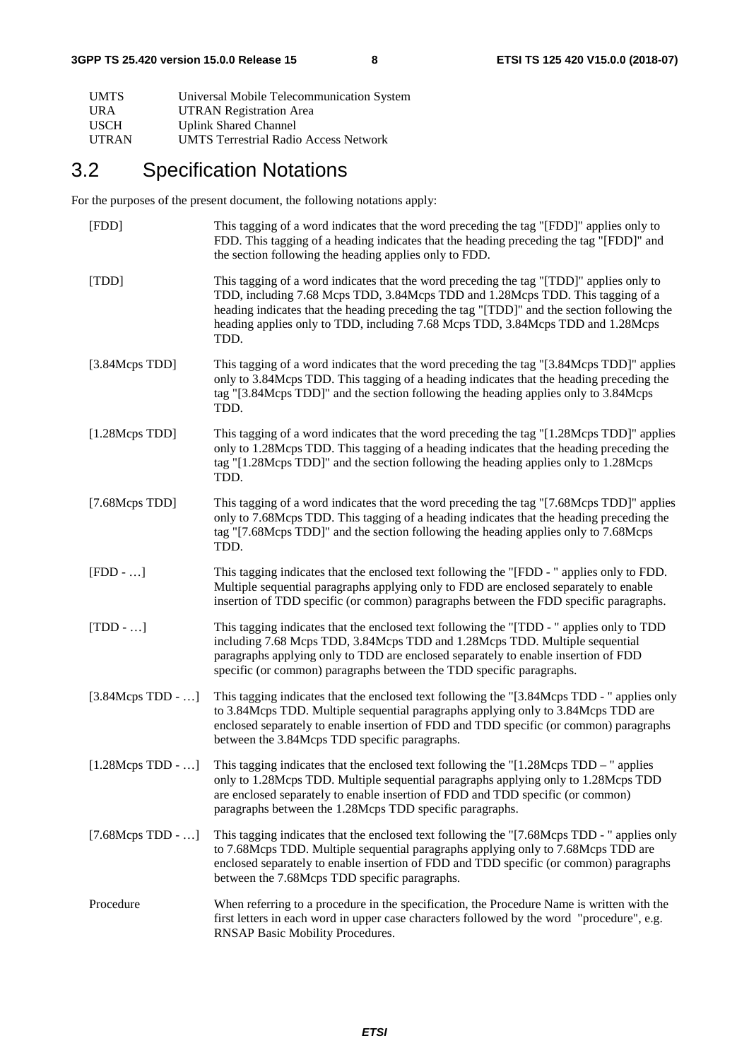| | |
|---|---|
| UMTS | Universal Mobile Telecommunication System |
| URA | UTRAN Registration Area |
| USCH | Uplink Shared Channel |
| UTRAN | UMTS Terrestrial Radio Access Network |

## 3.2 Specification Notations

For the purposes of the present document, the following notations apply:

| | |
|---|---|
| [FDD] | This tagging of a word indicates that the word preceding the tag "[FDD]" applies only to FDD. This tagging of a heading indicates that the heading preceding the tag "[FDD]" and the section following the heading applies only to FDD. |
| [TDD] | This tagging of a word indicates that the word preceding the tag "[TDD]" applies only to TDD, including 7.68 Mcps TDD, 3.84Mcps TDD and 1.28Mcps TDD. This tagging of a heading indicates that the heading preceding the tag "[TDD]" and the section following the heading applies only to TDD, including 7.68 Mcps TDD, 3.84Mcps TDD and 1.28Mcps TDD. |
| [3.84Mcps TDD] | This tagging of a word indicates that the word preceding the tag "[3.84Mcps TDD]" applies only to 3.84Mcps TDD. This tagging of a heading indicates that the heading preceding the tag "[3.84Mcps TDD]" and the section following the heading applies only to 3.84Mcps TDD. |
| [1.28Mcps TDD] | This tagging of a word indicates that the word preceding the tag "[1.28Mcps TDD]" applies only to 1.28Mcps TDD. This tagging of a heading indicates that the heading preceding the tag "[1.28Mcps TDD]" and the section following the heading applies only to 1.28Mcps TDD. |
| [7.68Mcps TDD] | This tagging of a word indicates that the word preceding the tag "[7.68Mcps TDD]" applies only to 7.68Mcps TDD. This tagging of a heading indicates that the heading preceding the tag "[7.68Mcps TDD]" and the section following the heading applies only to 7.68Mcps TDD. |
| [FDD - …] | This tagging indicates that the enclosed text following the "[FDD - " applies only to FDD. Multiple sequential paragraphs applying only to FDD are enclosed separately to enable insertion of TDD specific (or common) paragraphs between the FDD specific paragraphs. |
| [TDD - …] | This tagging indicates that the enclosed text following the "[TDD - " applies only to TDD including 7.68 Mcps TDD, 3.84Mcps TDD and 1.28Mcps TDD. Multiple sequential paragraphs applying only to TDD are enclosed separately to enable insertion of FDD specific (or common) paragraphs between the TDD specific paragraphs. |
| [3.84Mcps TDD - …] | This tagging indicates that the enclosed text following the "[3.84Mcps TDD - " applies only to 3.84Mcps TDD. Multiple sequential paragraphs applying only to 3.84Mcps TDD are enclosed separately to enable insertion of FDD and TDD specific (or common) paragraphs between the 3.84Mcps TDD specific paragraphs. |
| [1.28Mcps TDD - …] | This tagging indicates that the enclosed text following the "[1.28Mcps TDD – " applies only to 1.28Mcps TDD. Multiple sequential paragraphs applying only to 1.28Mcps TDD are enclosed separately to enable insertion of FDD and TDD specific (or common) paragraphs between the 1.28Mcps TDD specific paragraphs. |
| [7.68Mcps TDD - …] | This tagging indicates that the enclosed text following the "[7.68Mcps TDD - " applies only to 7.68Mcps TDD. Multiple sequential paragraphs applying only to 7.68Mcps TDD are enclosed separately to enable insertion of FDD and TDD specific (or common) paragraphs between the 7.68Mcps TDD specific paragraphs. |
| Procedure | When referring to a procedure in the specification, the Procedure Name is written with the first letters in each word in upper case characters followed by the word "procedure", e.g. RNSAP Basic Mobility Procedures. |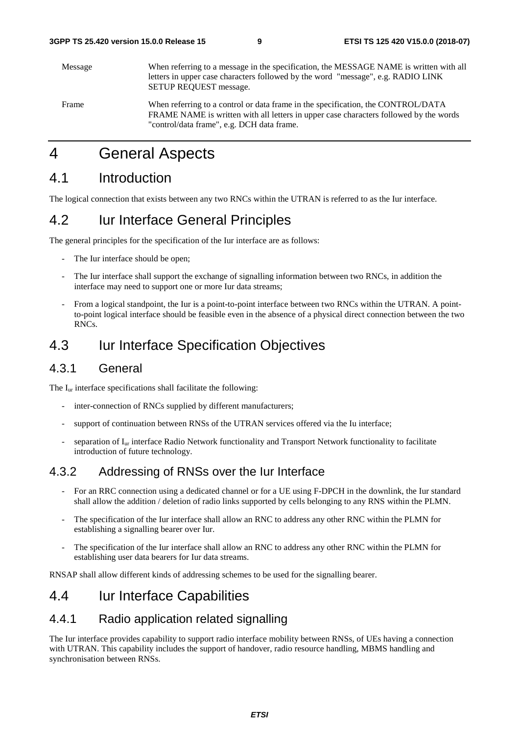Message When referring to a message in the specification, the MESSAGE NAME is written with all letters in upper case characters followed by the word "message", e.g. RADIO LINK SETUP REQUEST message.

Frame When referring to a control or data frame in the specification, the CONTROL/DATA FRAME NAME is written with all letters in upper case characters followed by the words "control/data frame", e.g. DCH data frame.

# 4 General Aspects

## 4.1 Introduction

The logical connection that exists between any two RNCs within the UTRAN is referred to as the Iur interface.

## 4.2 Iur Interface General Principles

The general principles for the specification of the Iur interface are as follows:

- The Iur interface should be open;
- The Iur interface shall support the exchange of signalling information between two RNCs, in addition the interface may need to support one or more Iur data streams;
- From a logical standpoint, the Iur is a point-to-point interface between two RNCs within the UTRAN. A point-to-point logical interface should be feasible even in the absence of a physical direct connection between the two RNCs.

## 4.3 Iur Interface Specification Objectives

### 4.3.1 General

The $I_{ur}$ interface specifications shall facilitate the following:

- inter-connection of RNCs supplied by different manufacturers;
- support of continuation between RNSs of the UTRAN services offered via the Iu interface;
- separation of $I_{ur}$ interface Radio Network functionality and Transport Network functionality to facilitate introduction of future technology.

### 4.3.2 Addressing of RNSs over the Iur Interface

- For an RRC connection using a dedicated channel or for a UE using F-DPCH in the downlink, the Iur standard shall allow the addition / deletion of radio links supported by cells belonging to any RNS within the PLMN.
- The specification of the Iur interface shall allow an RNC to address any other RNC within the PLMN for establishing a signalling bearer over Iur.
- The specification of the Iur interface shall allow an RNC to address any other RNC within the PLMN for establishing user data bearers for Iur data streams.

RNSAP shall allow different kinds of addressing schemes to be used for the signalling bearer.

## 4.4 Iur Interface Capabilities

### 4.4.1 Radio application related signalling

The Iur interface provides capability to support radio interface mobility between RNSs, of UEs having a connection with UTRAN. This capability includes the support of handover, radio resource handling, MBMS handling and synchronisation between RNSs.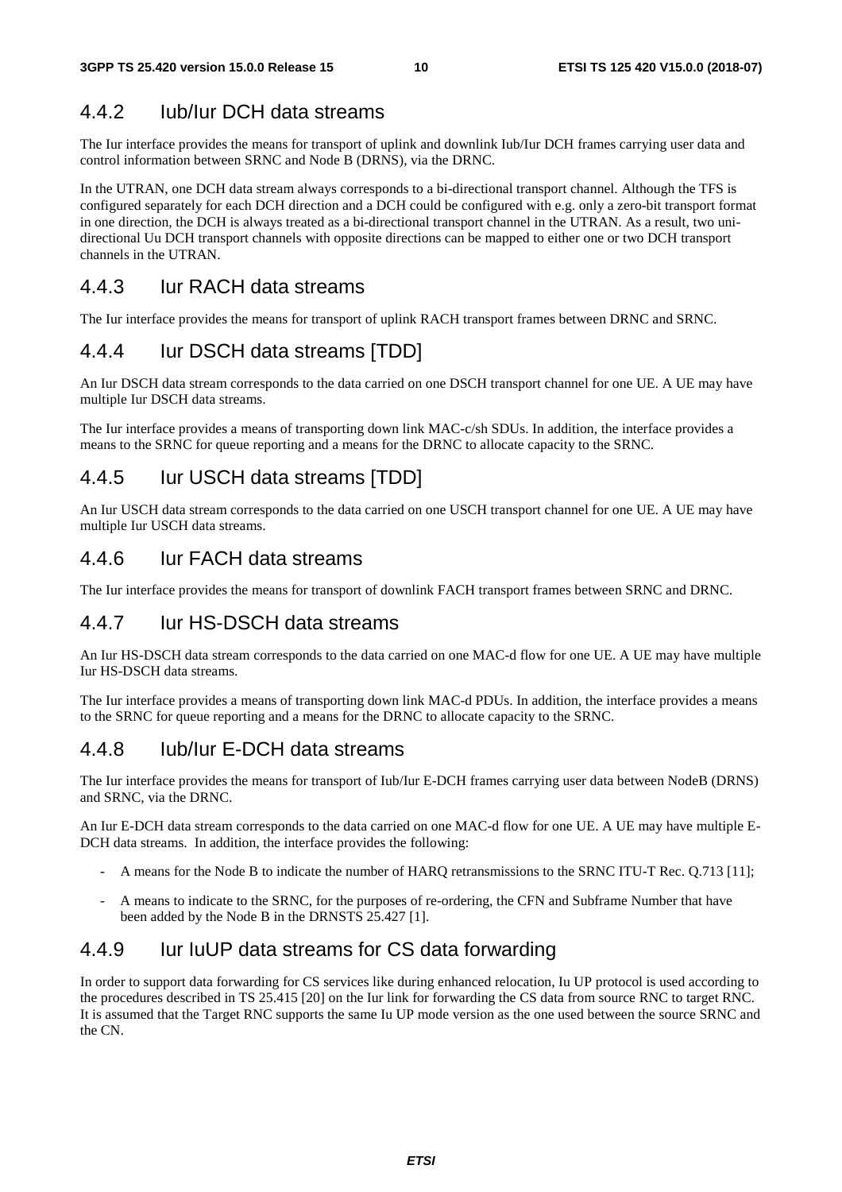### 4.4.2 Iub/Iur DCH data streams

The Iur interface provides the means for transport of uplink and downlink Iub/Iur DCH frames carrying user data and control information between SRNC and Node B (DRNS), via the DRNC.

In the UTRAN, one DCH data stream always corresponds to a bi-directional transport channel. Although the TFS is configured separately for each DCH direction and a DCH could be configured with e.g. only a zero-bit transport format in one direction, the DCH is always treated as a bi-directional transport channel in the UTRAN. As a result, two uni-directional Uu DCH transport channels with opposite directions can be mapped to either one or two DCH transport channels in the UTRAN.

### 4.4.3 Iur RACH data streams

The Iur interface provides the means for transport of uplink RACH transport frames between DRNC and SRNC.

### 4.4.4 Iur DSCH data streams [TDD]

An Iur DSCH data stream corresponds to the data carried on one DSCH transport channel for one UE. A UE may have multiple Iur DSCH data streams.

The Iur interface provides a means of transporting down link MAC-c/sh SDUs. In addition, the interface provides a means to the SRNC for queue reporting and a means for the DRNC to allocate capacity to the SRNC.

### 4.4.5 Iur USCH data streams [TDD]

An Iur USCH data stream corresponds to the data carried on one USCH transport channel for one UE. A UE may have multiple Iur USCH data streams.

### 4.4.6 Iur FACH data streams

The Iur interface provides the means for transport of downlink FACH transport frames between SRNC and DRNC.

### 4.4.7 Iur HS-DSCH data streams

An Iur HS-DSCH data stream corresponds to the data carried on one MAC-d flow for one UE. A UE may have multiple Iur HS-DSCH data streams.

The Iur interface provides a means of transporting down link MAC-d PDUs. In addition, the interface provides a means to the SRNC for queue reporting and a means for the DRNC to allocate capacity to the SRNC.

### 4.4.8 Iub/Iur E-DCH data streams

The Iur interface provides the means for transport of Iub/Iur E-DCH frames carrying user data between NodeB (DRNS) and SRNC, via the DRNC.

An Iur E-DCH data stream corresponds to the data carried on one MAC-d flow for one UE. A UE may have multiple E-DCH data streams. In addition, the interface provides the following:

- A means for the Node B to indicate the number of HARQ retransmissions to the SRNC ITU-T Rec. Q.713 [11];
- A means to indicate to the SRNC, for the purposes of re-ordering, the CFN and Subframe Number that have been added by the Node B in the DRNSTS 25.427 [1].

### 4.4.9 Iur IuUP data streams for CS data forwarding

In order to support data forwarding for CS services like during enhanced relocation, Iu UP protocol is used according to the procedures described in TS 25.415 [20] on the Iur link for forwarding the CS data from source RNC to target RNC. It is assumed that the Target RNC supports the same Iu UP mode version as the one used between the source SRNC and the CN.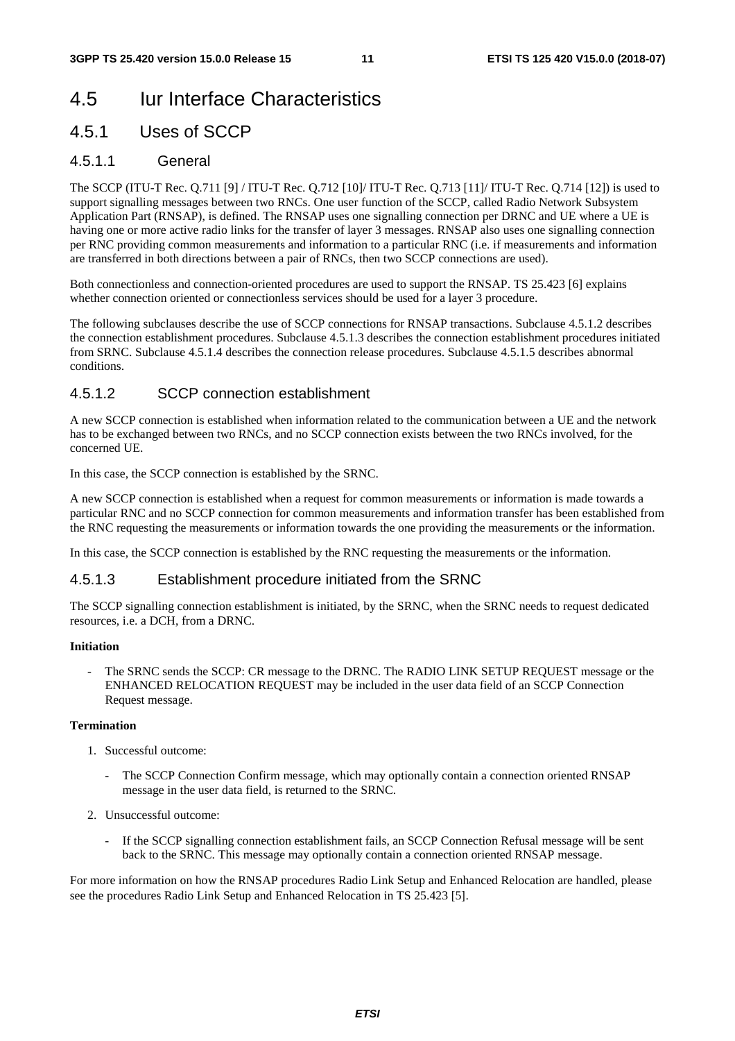# 4.5 Iur Interface Characteristics

## 4.5.1 Uses of SCCP

### 4.5.1.1 General

The SCCP (ITU-T Rec. Q.711 [9] / ITU-T Rec. Q.712 [10]/ ITU-T Rec. Q.713 [11]/ ITU-T Rec. Q.714 [12]) is used to support signalling messages between two RNCs. One user function of the SCCP, called Radio Network Subsystem Application Part (RNSAP), is defined. The RNSAP uses one signalling connection per DRNC and UE where a UE is having one or more active radio links for the transfer of layer 3 messages. RNSAP also uses one signalling connection per RNC providing common measurements and information to a particular RNC (i.e. if measurements and information are transferred in both directions between a pair of RNCs, then two SCCP connections are used).

Both connectionless and connection-oriented procedures are used to support the RNSAP. TS 25.423 [6] explains whether connection oriented or connectionless services should be used for a layer 3 procedure.

The following subclauses describe the use of SCCP connections for RNSAP transactions. Subclause 4.5.1.2 describes the connection establishment procedures. Subclause 4.5.1.3 describes the connection establishment procedures initiated from SRNC. Subclause 4.5.1.4 describes the connection release procedures. Subclause 4.5.1.5 describes abnormal conditions.

### 4.5.1.2 SCCP connection establishment

A new SCCP connection is established when information related to the communication between a UE and the network has to be exchanged between two RNCs, and no SCCP connection exists between the two RNCs involved, for the concerned UE.

In this case, the SCCP connection is established by the SRNC.

A new SCCP connection is established when a request for common measurements or information is made towards a particular RNC and no SCCP connection for common measurements and information transfer has been established from the RNC requesting the measurements or information towards the one providing the measurements or the information.

In this case, the SCCP connection is established by the RNC requesting the measurements or the information.

### 4.5.1.3 Establishment procedure initiated from the SRNC

The SCCP signalling connection establishment is initiated, by the SRNC, when the SRNC needs to request dedicated resources, i.e. a DCH, from a DRNC.

**Initiation**

- The SRNC sends the SCCP: CR message to the DRNC. The RADIO LINK SETUP REQUEST message or the ENHANCED RELOCATION REQUEST may be included in the user data field of an SCCP Connection Request message.

**Termination**

1. Successful outcome:
   - The SCCP Connection Confirm message, which may optionally contain a connection oriented RNSAP message in the user data field, is returned to the SRNC.
2. Unsuccessful outcome:
   - If the SCCP signalling connection establishment fails, an SCCP Connection Refusal message will be sent back to the SRNC. This message may optionally contain a connection oriented RNSAP message.

For more information on how the RNSAP procedures Radio Link Setup and Enhanced Relocation are handled, please see the procedures Radio Link Setup and Enhanced Relocation in TS 25.423 [5].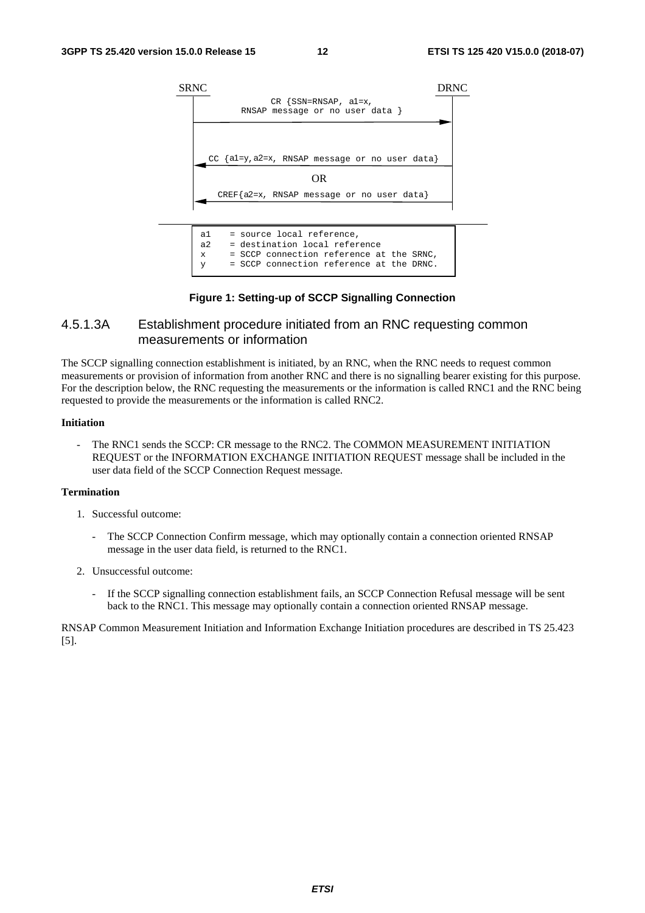```
SRNC                                                        DRNC
        CR {SSN=RNSAP, a1=x,
        RNSAP message or no user data }
  ------------------------------------------------------------>

  CC {a1=y,a2=x, RNSAP message or no user data}
  <------------------------------------------------------------
                          OR
  CREF{a2=x, RNSAP message or no user data}
  <------------------------------------------------------------

  a1   = source local reference,
  a2   = destination local reference
  x    = SCCP connection reference at the SRNC,
  y    = SCCP connection reference at the DRNC.
```

**Figure 1: Setting-up of SCCP Signalling Connection**

### 4.5.1.3A Establishment procedure initiated from an RNC requesting common measurements or information

The SCCP signalling connection establishment is initiated, by an RNC, when the RNC needs to request common measurements or provision of information from another RNC and there is no signalling bearer existing for this purpose. For the description below, the RNC requesting the measurements or the information is called RNC1 and the RNC being requested to provide the measurements or the information is called RNC2.

**Initiation**

- The RNC1 sends the SCCP: CR message to the RNC2. The COMMON MEASUREMENT INITIATION REQUEST or the INFORMATION EXCHANGE INITIATION REQUEST message shall be included in the user data field of the SCCP Connection Request message.

**Termination**

1. Successful outcome:
   - The SCCP Connection Confirm message, which may optionally contain a connection oriented RNSAP message in the user data field, is returned to the RNC1.
2. Unsuccessful outcome:
   - If the SCCP signalling connection establishment fails, an SCCP Connection Refusal message will be sent back to the RNC1. This message may optionally contain a connection oriented RNSAP message.

RNSAP Common Measurement Initiation and Information Exchange Initiation procedures are described in TS 25.423 [5].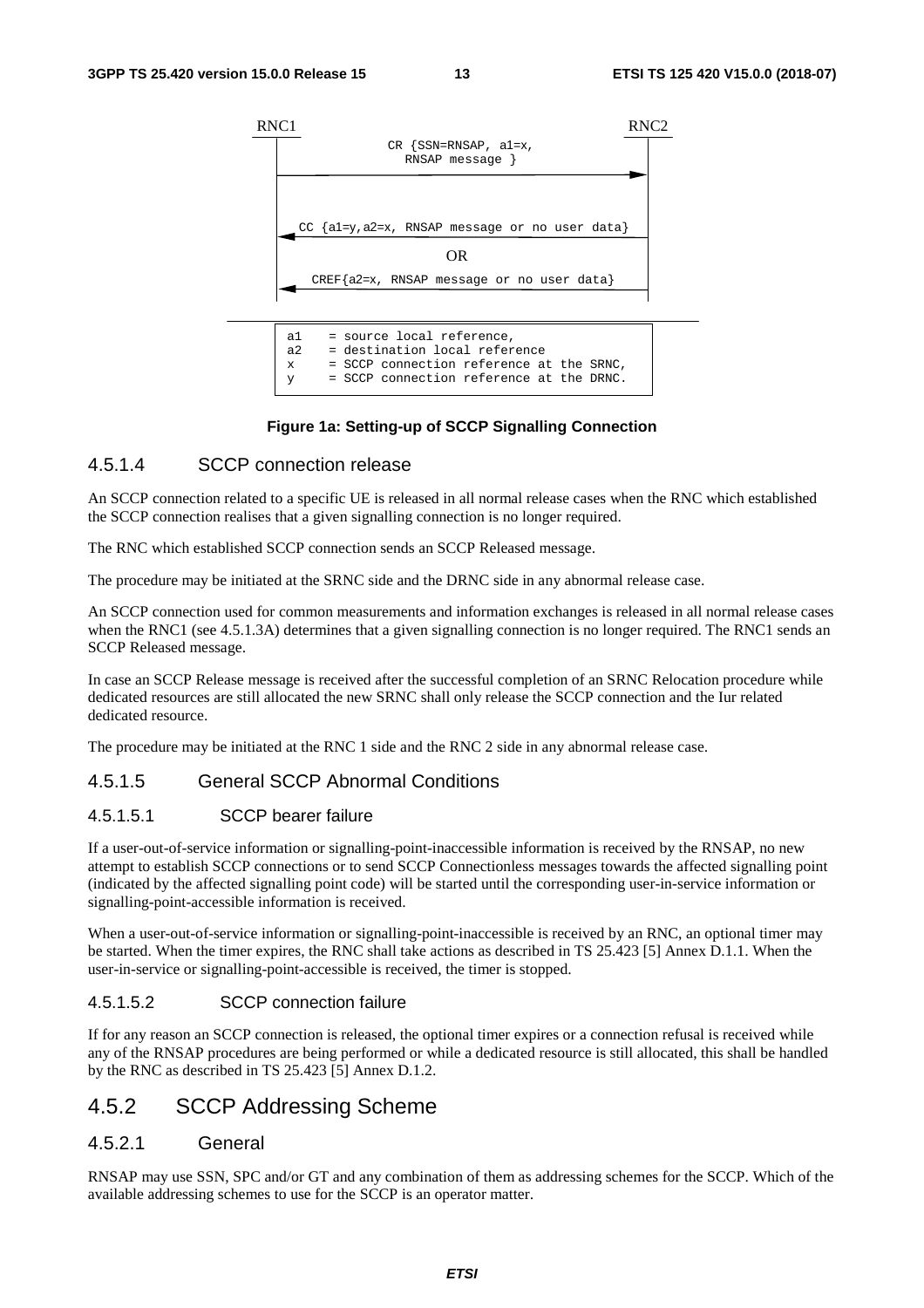```
RNC1                                                          RNC2
                    CR {SSN=RNSAP, a1=x,
                      RNSAP message }
  ------------------------------------------------------------>

  <------------------------------------------------------------
     CC {a1=y,a2=x, RNSAP message or no user data}
                            OR
     CREF{a2=x, RNSAP message or no user data}
  <------------------------------------------------------------

a1    = source local reference,
a2    = destination local reference
x     = SCCP connection reference at the SRNC,
y     = SCCP connection reference at the DRNC.
```

**Figure 1a: Setting-up of SCCP Signalling Connection**

#### 4.5.1.4 SCCP connection release

An SCCP connection related to a specific UE is released in all normal release cases when the RNC which established the SCCP connection realises that a given signalling connection is no longer required.

The RNC which established SCCP connection sends an SCCP Released message.

The procedure may be initiated at the SRNC side and the DRNC side in any abnormal release case.

An SCCP connection used for common measurements and information exchanges is released in all normal release cases when the RNC1 (see 4.5.1.3A) determines that a given signalling connection is no longer required. The RNC1 sends an SCCP Released message.

In case an SCCP Release message is received after the successful completion of an SRNC Relocation procedure while dedicated resources are still allocated the new SRNC shall only release the SCCP connection and the Iur related dedicated resource.

The procedure may be initiated at the RNC 1 side and the RNC 2 side in any abnormal release case.

#### 4.5.1.5 General SCCP Abnormal Conditions

##### 4.5.1.5.1 SCCP bearer failure

If a user-out-of-service information or signalling-point-inaccessible information is received by the RNSAP, no new attempt to establish SCCP connections or to send SCCP Connectionless messages towards the affected signalling point (indicated by the affected signalling point code) will be started until the corresponding user-in-service information or signalling-point-accessible information is received.

When a user-out-of-service information or signalling-point-inaccessible is received by an RNC, an optional timer may be started. When the timer expires, the RNC shall take actions as described in TS 25.423 [5] Annex D.1.1. When the user-in-service or signalling-point-accessible is received, the timer is stopped.

##### 4.5.1.5.2 SCCP connection failure

If for any reason an SCCP connection is released, the optional timer expires or a connection refusal is received while any of the RNSAP procedures are being performed or while a dedicated resource is still allocated, this shall be handled by the RNC as described in TS 25.423 [5] Annex D.1.2.

### 4.5.2 SCCP Addressing Scheme

#### 4.5.2.1 General

RNSAP may use SSN, SPC and/or GT and any combination of them as addressing schemes for the SCCP. Which of the available addressing schemes to use for the SCCP is an operator matter.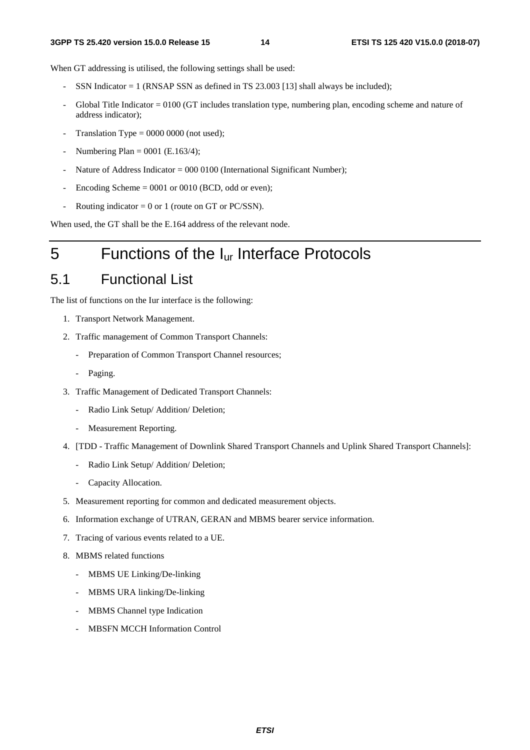When GT addressing is utilised, the following settings shall be used:

- SSN Indicator = 1 (RNSAP SSN as defined in TS 23.003 [13] shall always be included);
- Global Title Indicator = 0100 (GT includes translation type, numbering plan, encoding scheme and nature of address indicator);
- Translation Type = 0000 0000 (not used);
- Numbering Plan = 0001 (E.163/4);
- Nature of Address Indicator = 000 0100 (International Significant Number);
- Encoding Scheme = 0001 or 0010 (BCD, odd or even);
- Routing indicator = 0 or 1 (route on GT or PC/SSN).

When used, the GT shall be the E.164 address of the relevant node.

# 5 Functions of the $I_{ur}$ Interface Protocols

## 5.1 Functional List

The list of functions on the Iur interface is the following:

1. Transport Network Management.
2. Traffic management of Common Transport Channels:
   - Preparation of Common Transport Channel resources;
   - Paging.
3. Traffic Management of Dedicated Transport Channels:
   - Radio Link Setup/ Addition/ Deletion;
   - Measurement Reporting.
4. [TDD - Traffic Management of Downlink Shared Transport Channels and Uplink Shared Transport Channels]:
   - Radio Link Setup/ Addition/ Deletion;
   - Capacity Allocation.
5. Measurement reporting for common and dedicated measurement objects.
6. Information exchange of UTRAN, GERAN and MBMS bearer service information.
7. Tracing of various events related to a UE.
8. MBMS related functions
   - MBMS UE Linking/De-linking
   - MBMS URA linking/De-linking
   - MBMS Channel type Indication
   - MBSFN MCCH Information Control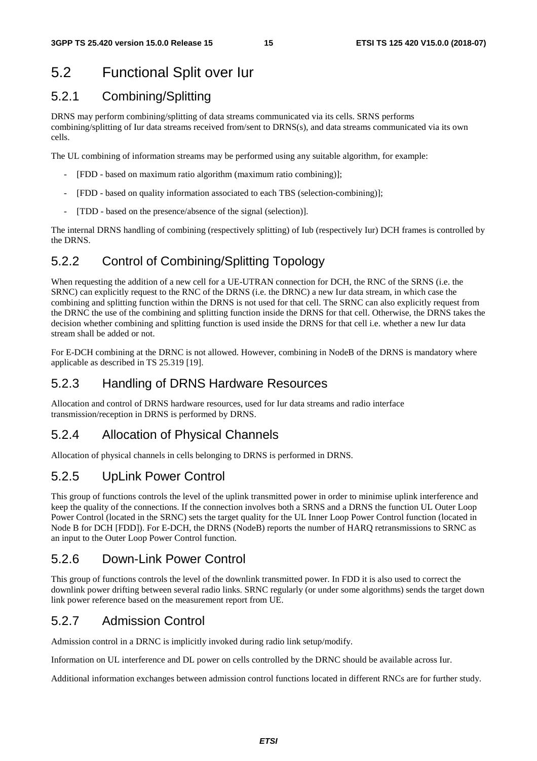## 5.2 Functional Split over Iur

### 5.2.1 Combining/Splitting

DRNS may perform combining/splitting of data streams communicated via its cells. SRNS performs combining/splitting of Iur data streams received from/sent to DRNS(s), and data streams communicated via its own cells.

The UL combining of information streams may be performed using any suitable algorithm, for example:

- [FDD - based on maximum ratio algorithm (maximum ratio combining)];
- [FDD - based on quality information associated to each TBS (selection-combining)];
- [TDD - based on the presence/absence of the signal (selection)].

The internal DRNS handling of combining (respectively splitting) of Iub (respectively Iur) DCH frames is controlled by the DRNS.

### 5.2.2 Control of Combining/Splitting Topology

When requesting the addition of a new cell for a UE-UTRAN connection for DCH, the RNC of the SRNS (i.e. the SRNC) can explicitly request to the RNC of the DRNS (i.e. the DRNC) a new Iur data stream, in which case the combining and splitting function within the DRNS is not used for that cell. The SRNC can also explicitly request from the DRNC the use of the combining and splitting function inside the DRNS for that cell. Otherwise, the DRNS takes the decision whether combining and splitting function is used inside the DRNS for that cell i.e. whether a new Iur data stream shall be added or not.

For E-DCH combining at the DRNC is not allowed. However, combining in NodeB of the DRNS is mandatory where applicable as described in TS 25.319 [19].

### 5.2.3 Handling of DRNS Hardware Resources

Allocation and control of DRNS hardware resources, used for Iur data streams and radio interface transmission/reception in DRNS is performed by DRNS.

### 5.2.4 Allocation of Physical Channels

Allocation of physical channels in cells belonging to DRNS is performed in DRNS.

### 5.2.5 UpLink Power Control

This group of functions controls the level of the uplink transmitted power in order to minimise uplink interference and keep the quality of the connections. If the connection involves both a SRNS and a DRNS the function UL Outer Loop Power Control (located in the SRNC) sets the target quality for the UL Inner Loop Power Control function (located in Node B for DCH [FDD]). For E-DCH, the DRNS (NodeB) reports the number of HARQ retransmissions to SRNC as an input to the Outer Loop Power Control function.

### 5.2.6 Down-Link Power Control

This group of functions controls the level of the downlink transmitted power. In FDD it is also used to correct the downlink power drifting between several radio links. SRNC regularly (or under some algorithms) sends the target down link power reference based on the measurement report from UE.

### 5.2.7 Admission Control

Admission control in a DRNC is implicitly invoked during radio link setup/modify.

Information on UL interference and DL power on cells controlled by the DRNC should be available across Iur.

Additional information exchanges between admission control functions located in different RNCs are for further study.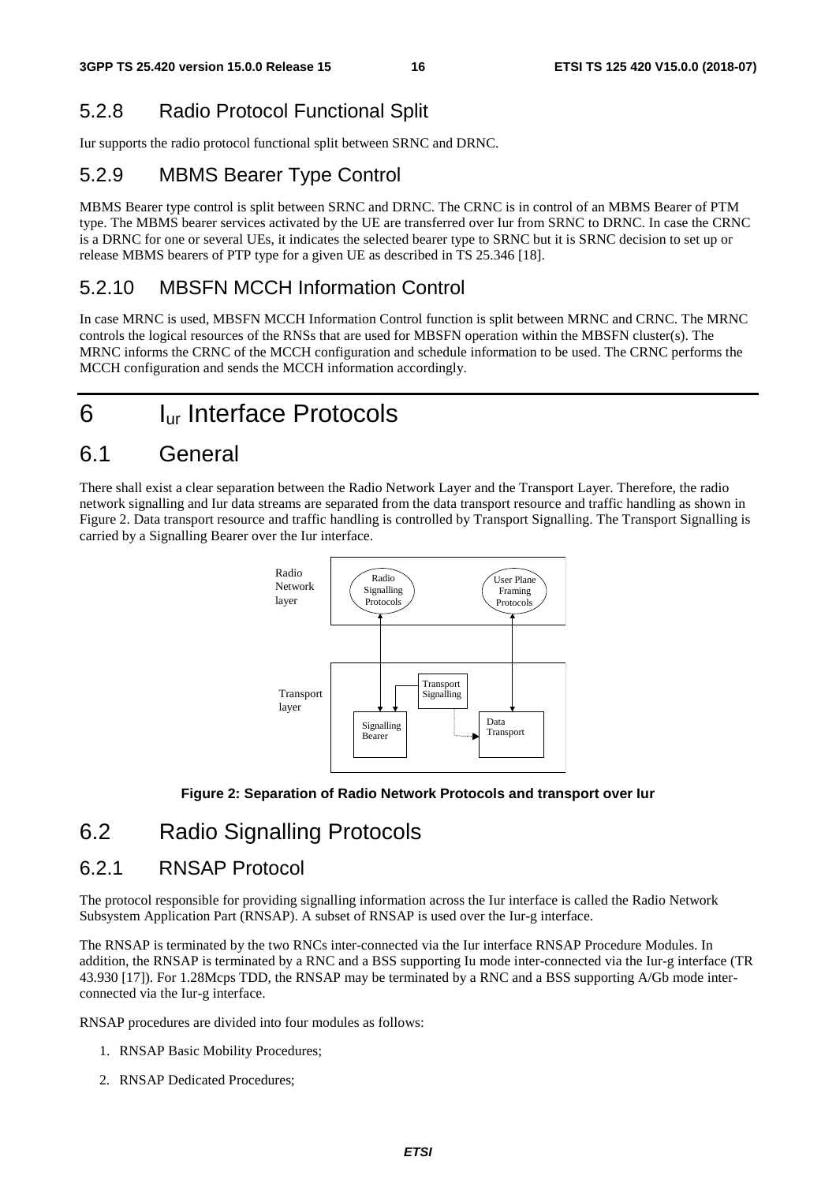### 5.2.8 Radio Protocol Functional Split

Iur supports the radio protocol functional split between SRNC and DRNC.

### 5.2.9 MBMS Bearer Type Control

MBMS Bearer type control is split between SRNC and DRNC. The CRNC is in control of an MBMS Bearer of PTM type. The MBMS bearer services activated by the UE are transferred over Iur from SRNC to DRNC. In case the CRNC is a DRNC for one or several UEs, it indicates the selected bearer type to SRNC but it is SRNC decision to set up or release MBMS bearers of PTP type for a given UE as described in TS 25.346 [18].

### 5.2.10 MBSFN MCCH Information Control

In case MRNC is used, MBSFN MCCH Information Control function is split between MRNC and CRNC. The MRNC controls the logical resources of the RNSs that are used for MBSFN operation within the MBSFN cluster(s). The MRNC informs the CRNC of the MCCH configuration and schedule information to be used. The CRNC performs the MCCH configuration and sends the MCCH information accordingly.

# 6 $I_{ur}$ Interface Protocols

## 6.1 General

There shall exist a clear separation between the Radio Network Layer and the Transport Layer. Therefore, the radio network signalling and Iur data streams are separated from the data transport resource and traffic handling as shown in Figure 2. Data transport resource and traffic handling is controlled by Transport Signalling. The Transport Signalling is carried by a Signalling Bearer over the Iur interface.

Radio Network layer: Radio Signalling Protocols, User Plane Framing Protocols

Transport layer: Transport Signalling, Signalling Bearer, Data Transport

**Figure 2: Separation of Radio Network Protocols and transport over Iur**

## 6.2 Radio Signalling Protocols

### 6.2.1 RNSAP Protocol

The protocol responsible for providing signalling information across the Iur interface is called the Radio Network Subsystem Application Part (RNSAP). A subset of RNSAP is used over the Iur-g interface.

The RNSAP is terminated by the two RNCs inter-connected via the Iur interface RNSAP Procedure Modules. In addition, the RNSAP is terminated by a RNC and a BSS supporting Iu mode inter-connected via the Iur-g interface (TR 43.930 [17]). For 1.28Mcps TDD, the RNSAP may be terminated by a RNC and a BSS supporting A/Gb mode inter-connected via the Iur-g interface.

RNSAP procedures are divided into four modules as follows:

1. RNSAP Basic Mobility Procedures;
2. RNSAP Dedicated Procedures;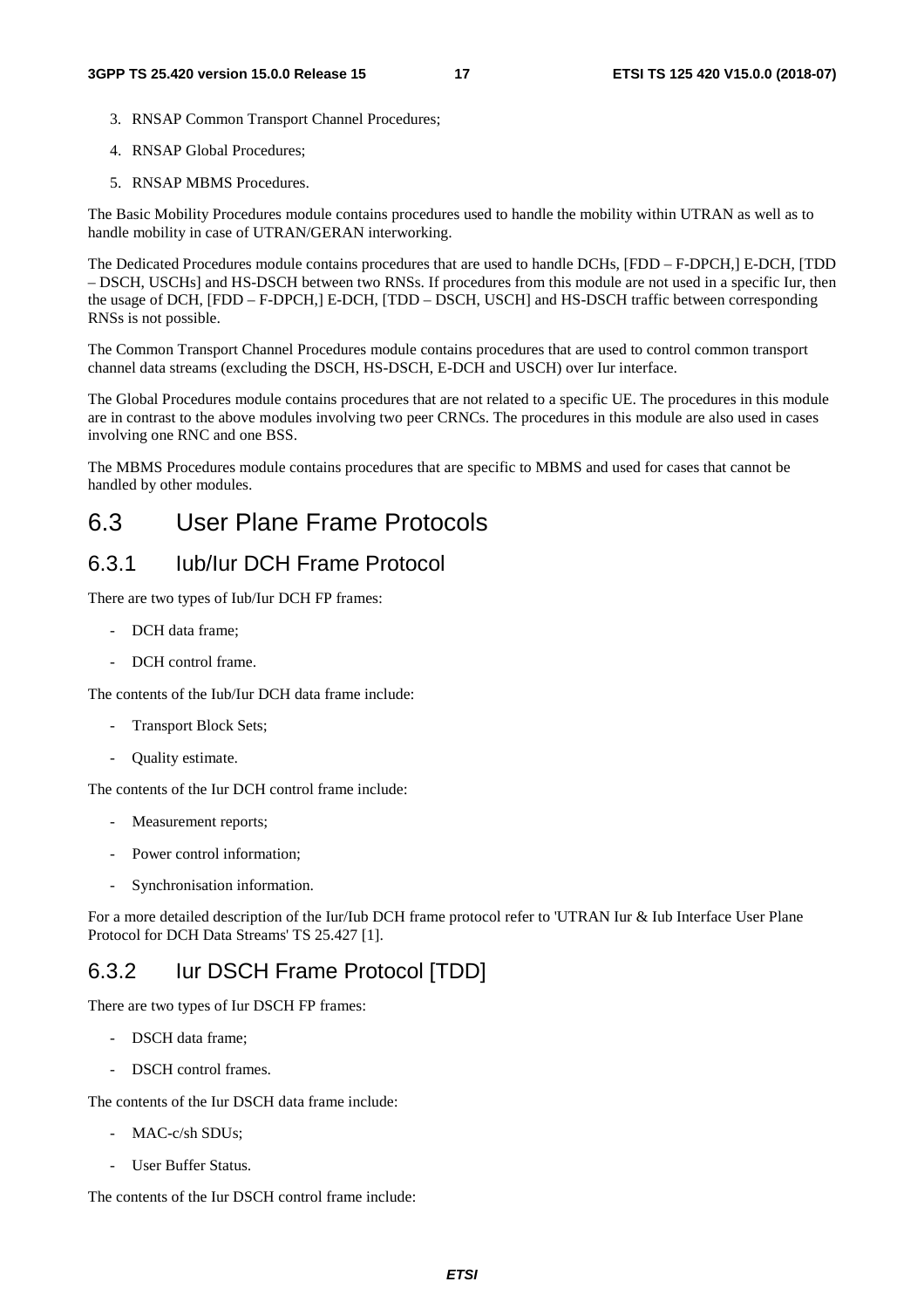3. RNSAP Common Transport Channel Procedures;
4. RNSAP Global Procedures;
5. RNSAP MBMS Procedures.

The Basic Mobility Procedures module contains procedures used to handle the mobility within UTRAN as well as to handle mobility in case of UTRAN/GERAN interworking.

The Dedicated Procedures module contains procedures that are used to handle DCHs, [FDD – F-DPCH,] E-DCH, [TDD – DSCH, USCHs] and HS-DSCH between two RNSs. If procedures from this module are not used in a specific Iur, then the usage of DCH, [FDD – F-DPCH,] E-DCH, [TDD – DSCH, USCH] and HS-DSCH traffic between corresponding RNSs is not possible.

The Common Transport Channel Procedures module contains procedures that are used to control common transport channel data streams (excluding the DSCH, HS-DSCH, E-DCH and USCH) over Iur interface.

The Global Procedures module contains procedures that are not related to a specific UE. The procedures in this module are in contrast to the above modules involving two peer CRNCs. The procedures in this module are also used in cases involving one RNC and one BSS.

The MBMS Procedures module contains procedures that are specific to MBMS and used for cases that cannot be handled by other modules.

## 6.3 User Plane Frame Protocols

### 6.3.1 Iub/Iur DCH Frame Protocol

There are two types of Iub/Iur DCH FP frames:

- DCH data frame;
- DCH control frame.

The contents of the Iub/Iur DCH data frame include:

- Transport Block Sets;
- Quality estimate.

The contents of the Iur DCH control frame include:

- Measurement reports;
- Power control information;
- Synchronisation information.

For a more detailed description of the Iur/Iub DCH frame protocol refer to 'UTRAN Iur & Iub Interface User Plane Protocol for DCH Data Streams' TS 25.427 [1].

### 6.3.2 Iur DSCH Frame Protocol [TDD]

There are two types of Iur DSCH FP frames:

- DSCH data frame;
- DSCH control frames.

The contents of the Iur DSCH data frame include:

- MAC-c/sh SDUs;
- User Buffer Status.

The contents of the Iur DSCH control frame include: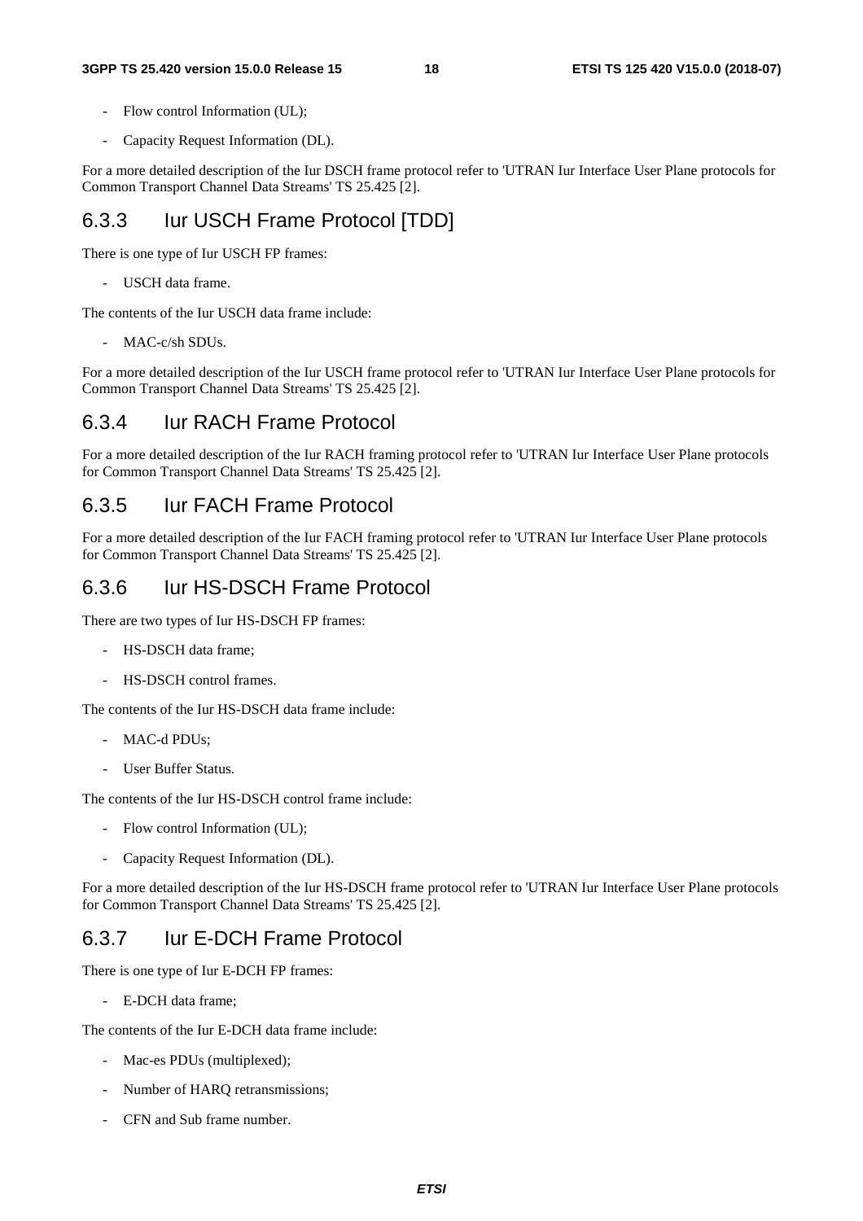- Flow control Information (UL);

- Capacity Request Information (DL).

For a more detailed description of the Iur DSCH frame protocol refer to 'UTRAN Iur Interface User Plane protocols for Common Transport Channel Data Streams' TS 25.425 [2].

### 6.3.3 Iur USCH Frame Protocol [TDD]

There is one type of Iur USCH FP frames:

- USCH data frame.

The contents of the Iur USCH data frame include:

- MAC-c/sh SDUs.

For a more detailed description of the Iur USCH frame protocol refer to 'UTRAN Iur Interface User Plane protocols for Common Transport Channel Data Streams' TS 25.425 [2].

### 6.3.4 Iur RACH Frame Protocol

For a more detailed description of the Iur RACH framing protocol refer to 'UTRAN Iur Interface User Plane protocols for Common Transport Channel Data Streams' TS 25.425 [2].

### 6.3.5 Iur FACH Frame Protocol

For a more detailed description of the Iur FACH framing protocol refer to 'UTRAN Iur Interface User Plane protocols for Common Transport Channel Data Streams' TS 25.425 [2].

### 6.3.6 Iur HS-DSCH Frame Protocol

There are two types of Iur HS-DSCH FP frames:

- HS-DSCH data frame;

- HS-DSCH control frames.

The contents of the Iur HS-DSCH data frame include:

- MAC-d PDUs;

- User Buffer Status.

The contents of the Iur HS-DSCH control frame include:

- Flow control Information (UL);

- Capacity Request Information (DL).

For a more detailed description of the Iur HS-DSCH frame protocol refer to 'UTRAN Iur Interface User Plane protocols for Common Transport Channel Data Streams' TS 25.425 [2].

### 6.3.7 Iur E-DCH Frame Protocol

There is one type of Iur E-DCH FP frames:

- E-DCH data frame;

The contents of the Iur E-DCH data frame include:

- Mac-es PDUs (multiplexed);

- Number of HARQ retransmissions;

- CFN and Sub frame number.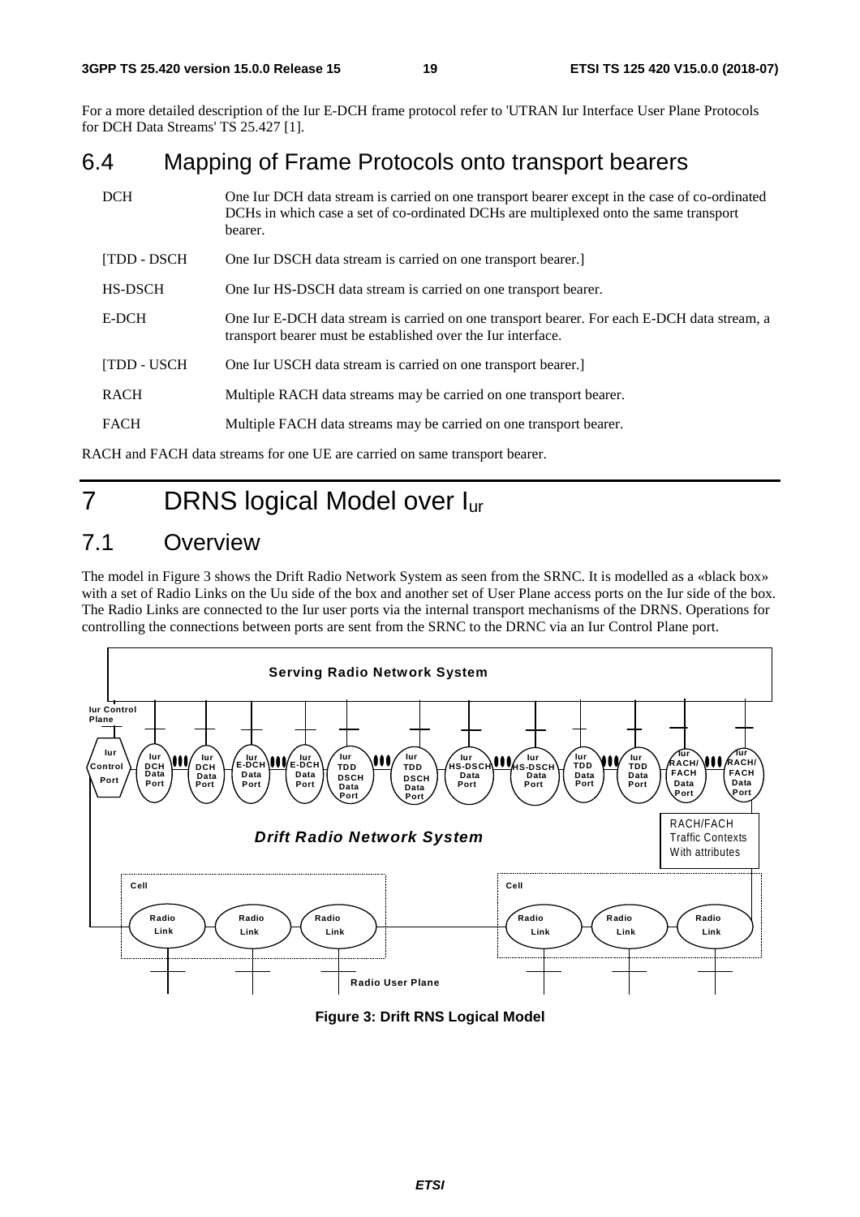For a more detailed description of the Iur E-DCH frame protocol refer to 'UTRAN Iur Interface User Plane Protocols for DCH Data Streams' TS 25.427 [1].

## 6.4 Mapping of Frame Protocols onto transport bearers

| | |
|---|---|
| DCH | One Iur DCH data stream is carried on one transport bearer except in the case of co-ordinated DCHs in which case a set of co-ordinated DCHs are multiplexed onto the same transport bearer. |
| [TDD - DSCH | One Iur DSCH data stream is carried on one transport bearer.] |
| HS-DSCH | One Iur HS-DSCH data stream is carried on one transport bearer. |
| E-DCH | One Iur E-DCH data stream is carried on one transport bearer. For each E-DCH data stream, a transport bearer must be established over the Iur interface. |
| [TDD - USCH | One Iur USCH data stream is carried on one transport bearer.] |
| RACH | Multiple RACH data streams may be carried on one transport bearer. |
| FACH | Multiple FACH data streams may be carried on one transport bearer. |

RACH and FACH data streams for one UE are carried on same transport bearer.

# 7 DRNS logical Model over $I_{ur}$

## 7.1 Overview

The model in Figure 3 shows the Drift Radio Network System as seen from the SRNC. It is modelled as a «black box» with a set of Radio Links on the Uu side of the box and another set of User Plane access ports on the Iur side of the box. The Radio Links are connected to the Iur user ports via the internal transport mechanisms of the DRNS. Operations for controlling the connections between ports are sent from the SRNC to the DRNC via an Iur Control Plane port.

**Figure 3: Drift RNS Logical Model**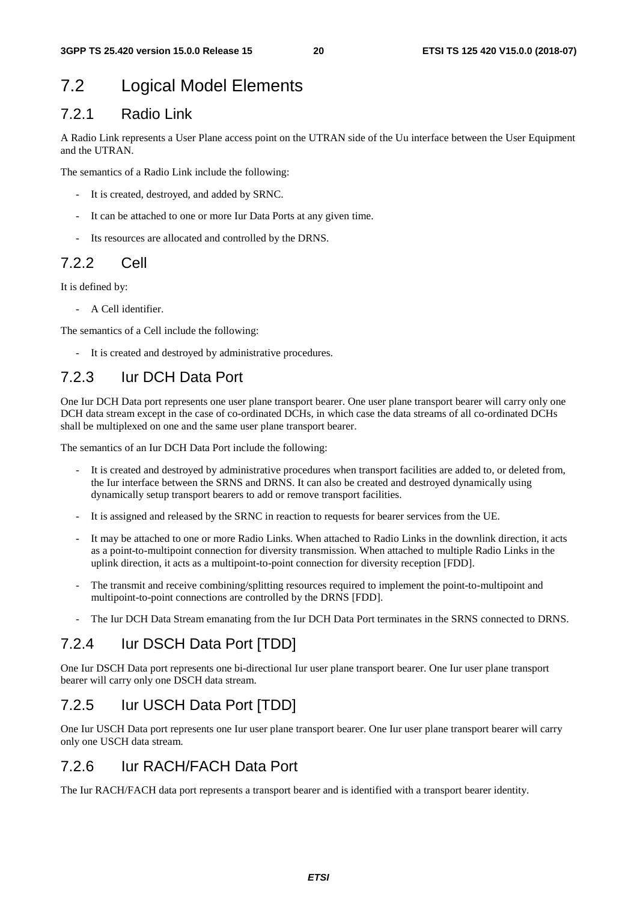## 7.2 Logical Model Elements

### 7.2.1 Radio Link

A Radio Link represents a User Plane access point on the UTRAN side of the Uu interface between the User Equipment and the UTRAN.

The semantics of a Radio Link include the following:

- It is created, destroyed, and added by SRNC.
- It can be attached to one or more Iur Data Ports at any given time.
- Its resources are allocated and controlled by the DRNS.

### 7.2.2 Cell

It is defined by:

- A Cell identifier.

The semantics of a Cell include the following:

- It is created and destroyed by administrative procedures.

### 7.2.3 Iur DCH Data Port

One Iur DCH Data port represents one user plane transport bearer. One user plane transport bearer will carry only one DCH data stream except in the case of co-ordinated DCHs, in which case the data streams of all co-ordinated DCHs shall be multiplexed on one and the same user plane transport bearer.

The semantics of an Iur DCH Data Port include the following:

- It is created and destroyed by administrative procedures when transport facilities are added to, or deleted from, the Iur interface between the SRNS and DRNS. It can also be created and destroyed dynamically using dynamically setup transport bearers to add or remove transport facilities.
- It is assigned and released by the SRNC in reaction to requests for bearer services from the UE.
- It may be attached to one or more Radio Links. When attached to Radio Links in the downlink direction, it acts as a point-to-multipoint connection for diversity transmission. When attached to multiple Radio Links in the uplink direction, it acts as a multipoint-to-point connection for diversity reception [FDD].
- The transmit and receive combining/splitting resources required to implement the point-to-multipoint and multipoint-to-point connections are controlled by the DRNS [FDD].
- The Iur DCH Data Stream emanating from the Iur DCH Data Port terminates in the SRNS connected to DRNS.

### 7.2.4 Iur DSCH Data Port [TDD]

One Iur DSCH Data port represents one bi-directional Iur user plane transport bearer. One Iur user plane transport bearer will carry only one DSCH data stream.

### 7.2.5 Iur USCH Data Port [TDD]

One Iur USCH Data port represents one Iur user plane transport bearer. One Iur user plane transport bearer will carry only one USCH data stream.

### 7.2.6 Iur RACH/FACH Data Port

The Iur RACH/FACH data port represents a transport bearer and is identified with a transport bearer identity.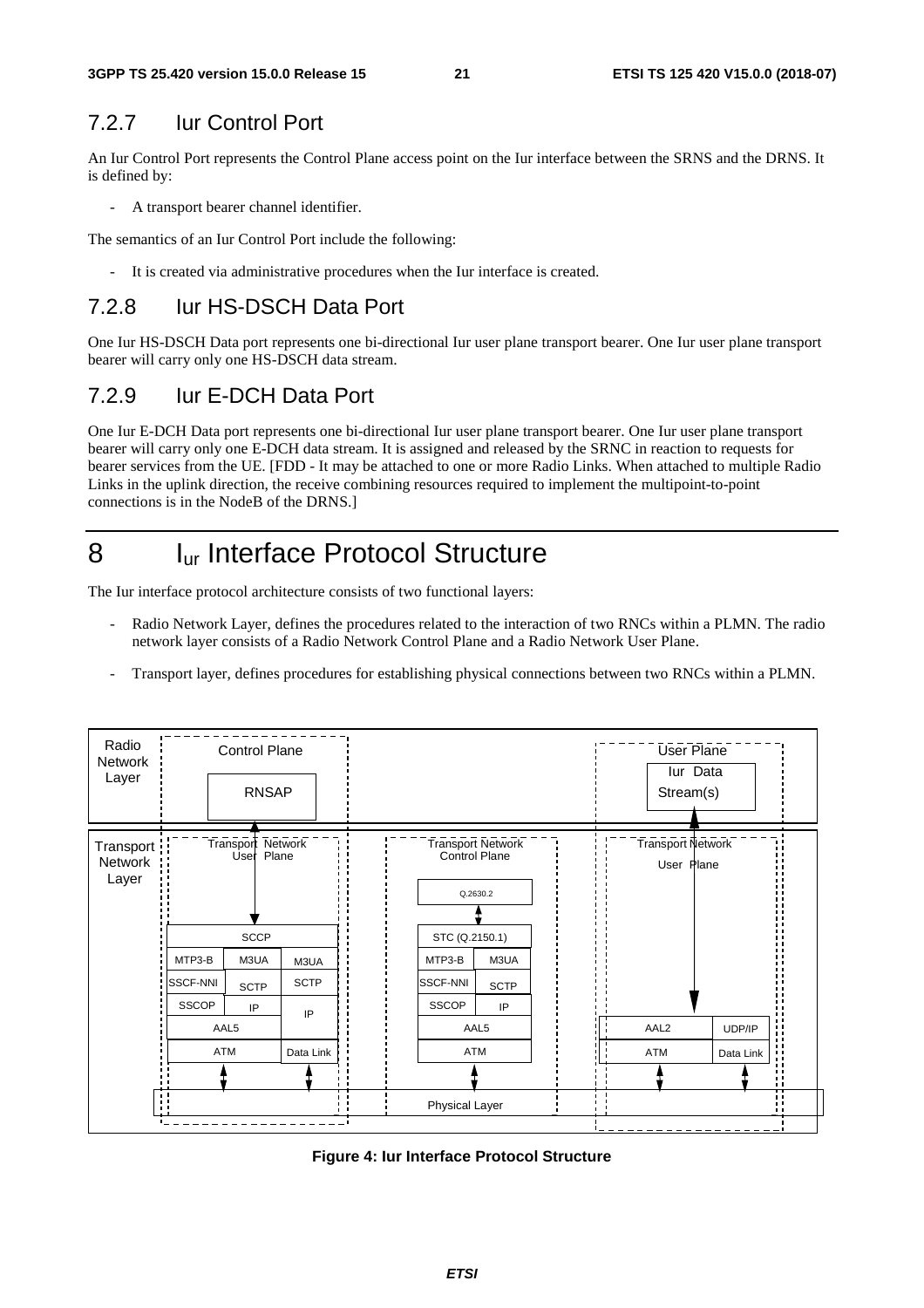### 7.2.7 Iur Control Port

An Iur Control Port represents the Control Plane access point on the Iur interface between the SRNS and the DRNS. It is defined by:

- A transport bearer channel identifier.

The semantics of an Iur Control Port include the following:

- It is created via administrative procedures when the Iur interface is created.

### 7.2.8 Iur HS-DSCH Data Port

One Iur HS-DSCH Data port represents one bi-directional Iur user plane transport bearer. One Iur user plane transport bearer will carry only one HS-DSCH data stream.

### 7.2.9 Iur E-DCH Data Port

One Iur E-DCH Data port represents one bi-directional Iur user plane transport bearer. One Iur user plane transport bearer will carry only one E-DCH data stream. It is assigned and released by the SRNC in reaction to requests for bearer services from the UE. [FDD - It may be attached to one or more Radio Links. When attached to multiple Radio Links in the uplink direction, the receive combining resources required to implement the multipoint-to-point connections is in the NodeB of the DRNS.]

# 8 $I_{ur}$ Interface Protocol Structure

The Iur interface protocol architecture consists of two functional layers:

- Radio Network Layer, defines the procedures related to the interaction of two RNCs within a PLMN. The radio network layer consists of a Radio Network Control Plane and a Radio Network User Plane.
- Transport layer, defines procedures for establishing physical connections between two RNCs within a PLMN.

**Figure 4: Iur Interface Protocol Structure**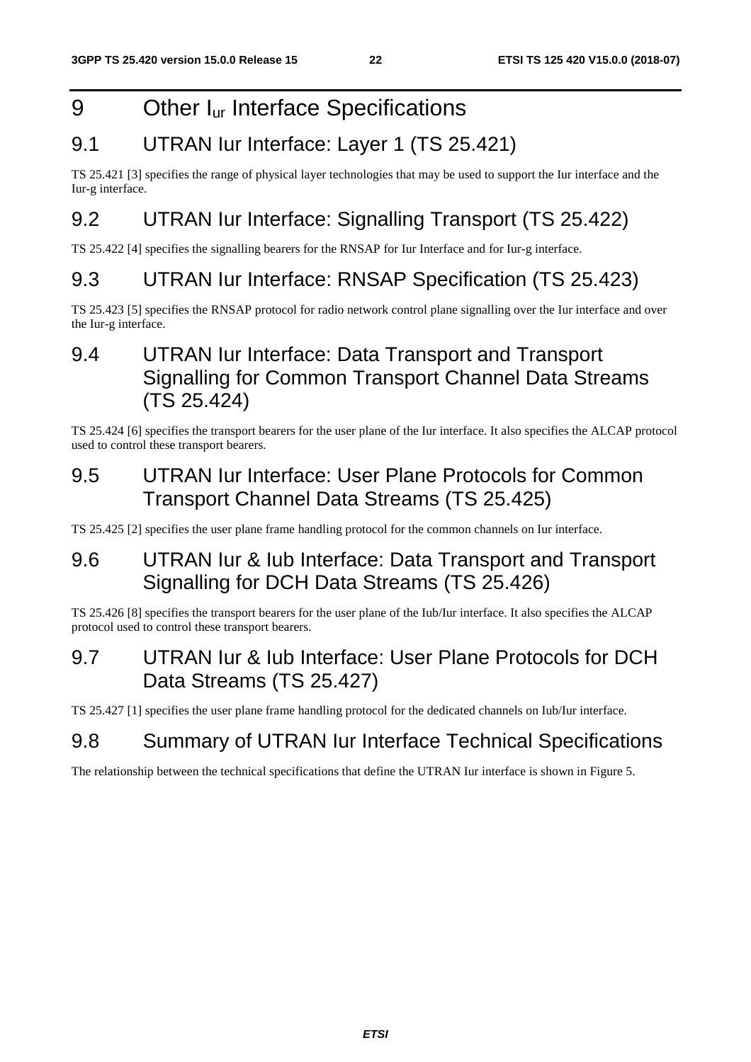# 9 Other $I_{ur}$ Interface Specifications

## 9.1 UTRAN Iur Interface: Layer 1 (TS 25.421)

TS 25.421 [3] specifies the range of physical layer technologies that may be used to support the Iur interface and the Iur-g interface.

## 9.2 UTRAN Iur Interface: Signalling Transport (TS 25.422)

TS 25.422 [4] specifies the signalling bearers for the RNSAP for Iur Interface and for Iur-g interface.

## 9.3 UTRAN Iur Interface: RNSAP Specification (TS 25.423)

TS 25.423 [5] specifies the RNSAP protocol for radio network control plane signalling over the Iur interface and over the Iur-g interface.

## 9.4 UTRAN Iur Interface: Data Transport and Transport Signalling for Common Transport Channel Data Streams (TS 25.424)

TS 25.424 [6] specifies the transport bearers for the user plane of the Iur interface. It also specifies the ALCAP protocol used to control these transport bearers.

## 9.5 UTRAN Iur Interface: User Plane Protocols for Common Transport Channel Data Streams (TS 25.425)

TS 25.425 [2] specifies the user plane frame handling protocol for the common channels on Iur interface.

## 9.6 UTRAN Iur & Iub Interface: Data Transport and Transport Signalling for DCH Data Streams (TS 25.426)

TS 25.426 [8] specifies the transport bearers for the user plane of the Iub/Iur interface. It also specifies the ALCAP protocol used to control these transport bearers.

## 9.7 UTRAN Iur & Iub Interface: User Plane Protocols for DCH Data Streams (TS 25.427)

TS 25.427 [1] specifies the user plane frame handling protocol for the dedicated channels on Iub/Iur interface.

## 9.8 Summary of UTRAN Iur Interface Technical Specifications

The relationship between the technical specifications that define the UTRAN Iur interface is shown in Figure 5.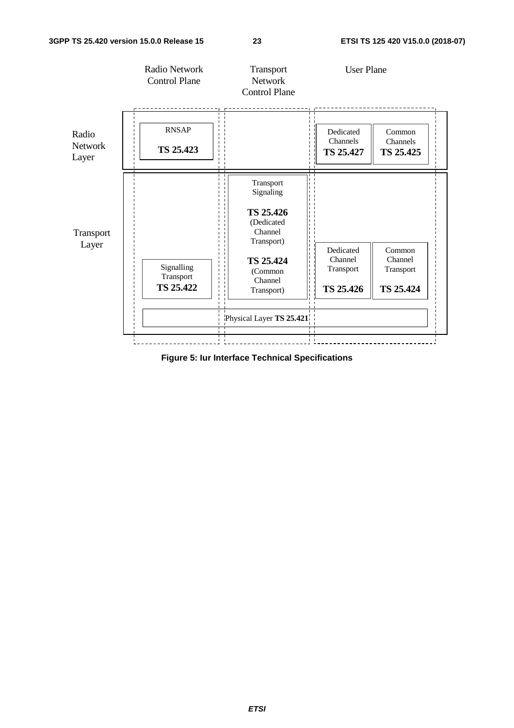| | Radio Network Control Plane | Transport Network Control Plane | User Plane | |
|---|---|---|---|---|
| Radio Network Layer | RNSAP **TS 25.423** | | Dedicated Channels **TS 25.427** | Common Channels **TS 25.425** |
| Transport Layer | Signalling Transport **TS 25.422** | Transport Signaling **TS 25.426** (Dedicated Channel Transport) **TS 25.424** (Common Channel Transport) | Dedicated Channel Transport **TS 25.426** | Common Channel Transport **TS 25.424** |
| | Physical Layer **TS 25.421** | | | |

**Figure 5: Iur Interface Technical Specifications**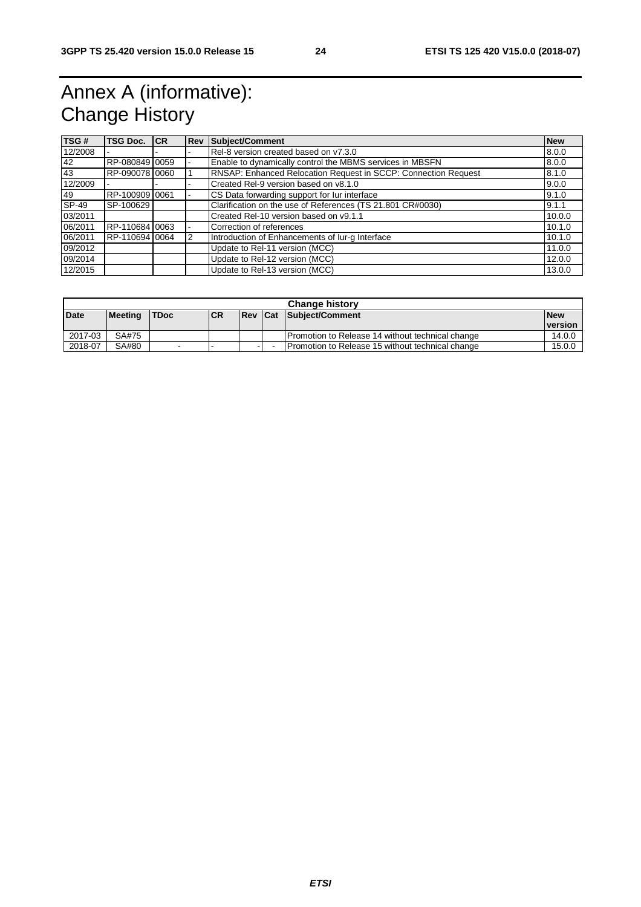# Annex A (informative): Change History

| TSG # | TSG Doc. | CR | Rev | Subject/Comment | New |
|---|---|---|---|---|---|
| 12/2008 | - | - | - | Rel-8 version created based on v7.3.0 | 8.0.0 |
| 42 | RP-080849 | 0059 | - | Enable to dynamically control the MBMS services in MBSFN | 8.0.0 |
| 43 | RP-090078 | 0060 | 1 | RNSAP: Enhanced Relocation Request in SCCP: Connection Request | 8.1.0 |
| 12/2009 | - | - | - | Created Rel-9 version based on v8.1.0 | 9.0.0 |
| 49 | RP-100909 | 0061 | - | CS Data forwarding support for Iur interface | 9.1.0 |
| SP-49 | SP-100629 | | | Clarification on the use of References (TS 21.801 CR#0030) | 9.1.1 |
| 03/2011 | | | | Created Rel-10 version based on v9.1.1 | 10.0.0 |
| 06/2011 | RP-110684 | 0063 | - | Correction of references | 10.1.0 |
| 06/2011 | RP-110694 | 0064 | 2 | Introduction of Enhancements of Iur-g Interface | 10.1.0 |
| 09/2012 | | | | Update to Rel-11 version (MCC) | 11.0.0 |
| 09/2014 | | | | Update to Rel-12 version (MCC) | 12.0.0 |
| 12/2015 | | | | Update to Rel-13 version (MCC) | 13.0.0 |

| Change history | | | | | | | |
|---|---|---|---|---|---|---|---|
| **Date** | **Meeting** | **TDoc** | **CR** | **Rev** | **Cat** | **Subject/Comment** | **New version** |
| 2017-03 | SA#75 | | | | | Promotion to Release 14 without technical change | 14.0.0 |
| 2018-07 | SA#80 | - | - | - | - | Promotion to Release 15 without technical change | 15.0.0 |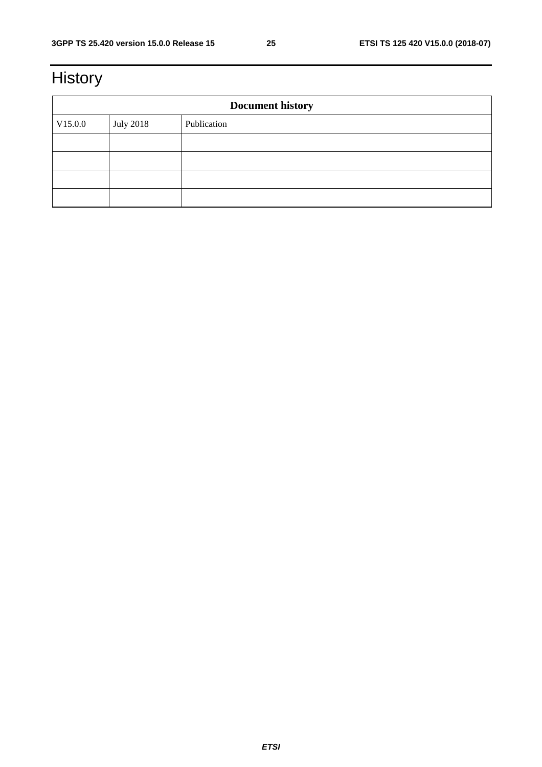# History

| Document history | | |
|---|---|---|
| V15.0.0 | July 2018 | Publication |
| | | |
| | | |
| | | |
| | | |